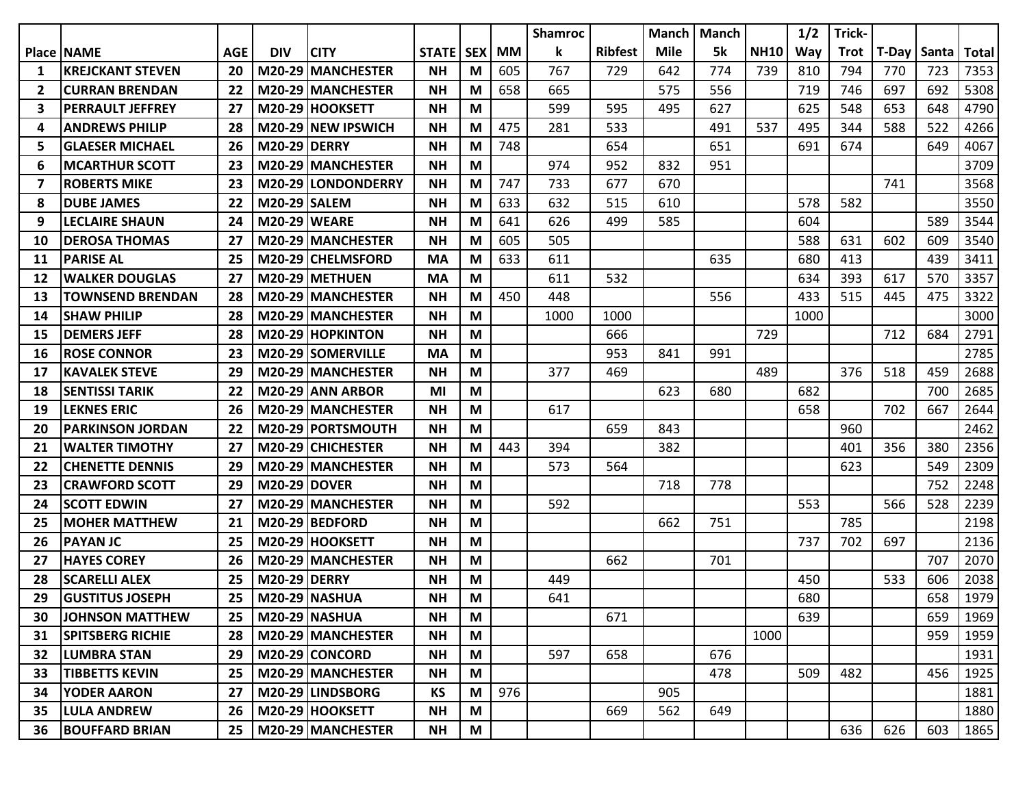| Place | NAME | AGE | DIV | CITY | STATE | SEX | MM | Shamrock | Ribfest | Manch Mile | Manch 5k | NH10 | 1/2 Way | Trick-Trot | T-Day | Santa | Total |
|---|---|---|---|---|---|---|---|---|---|---|---|---|---|---|---|---|---|
| 1 | KREJCKANT STEVEN | 20 | M20-29 | MANCHESTER | NH | M | 605 | 767 | 729 | 642 | 774 | 739 | 810 | 794 | 770 | 723 | 7353 |
| 2 | CURRAN BRENDAN | 22 | M20-29 | MANCHESTER | NH | M | 658 | 665 | | 575 | 556 | | 719 | 746 | 697 | 692 | 5308 |
| 3 | PERRAULT JEFFREY | 27 | M20-29 | HOOKSETT | NH | M | | 599 | 595 | 495 | 627 | | 625 | 548 | 653 | 648 | 4790 |
| 4 | ANDREWS PHILIP | 28 | M20-29 | NEW IPSWICH | NH | M | 475 | 281 | 533 | | 491 | 537 | 495 | 344 | 588 | 522 | 4266 |
| 5 | GLAESER MICHAEL | 26 | M20-29 | DERRY | NH | M | 748 | | 654 | | 651 | | 691 | 674 | | 649 | 4067 |
| 6 | MCARTHUR SCOTT | 23 | M20-29 | MANCHESTER | NH | M | | 974 | 952 | 832 | 951 | | | | | | 3709 |
| 7 | ROBERTS MIKE | 23 | M20-29 | LONDONDERRY | NH | M | 747 | 733 | 677 | 670 | | | | | 741 | | 3568 |
| 8 | DUBE JAMES | 22 | M20-29 | SALEM | NH | M | 633 | 632 | 515 | 610 | | | 578 | 582 | | | 3550 |
| 9 | LECLAIRE SHAUN | 24 | M20-29 | WEARE | NH | M | 641 | 626 | 499 | 585 | | | 604 | | | 589 | 3544 |
| 10 | DEROSA THOMAS | 27 | M20-29 | MANCHESTER | NH | M | 605 | 505 | | | | | 588 | 631 | 602 | 609 | 3540 |
| 11 | PARISE AL | 25 | M20-29 | CHELMSFORD | MA | M | 633 | 611 | | | 635 | | 680 | 413 | | 439 | 3411 |
| 12 | WALKER DOUGLAS | 27 | M20-29 | METHUEN | MA | M | | 611 | 532 | | | | 634 | 393 | 617 | 570 | 3357 |
| 13 | TOWNSEND BRENDAN | 28 | M20-29 | MANCHESTER | NH | M | 450 | 448 | | | 556 | | 433 | 515 | 445 | 475 | 3322 |
| 14 | SHAW PHILIP | 28 | M20-29 | MANCHESTER | NH | M | | 1000 | 1000 | | | | 1000 | | | | 3000 |
| 15 | DEMERS JEFF | 28 | M20-29 | HOPKINTON | NH | M | | | 666 | | | 729 | | | 712 | 684 | 2791 |
| 16 | ROSE CONNOR | 23 | M20-29 | SOMERVILLE | MA | M | | | 953 | 841 | 991 | | | | | | 2785 |
| 17 | KAVALEK STEVE | 29 | M20-29 | MANCHESTER | NH | M | | 377 | 469 | | | 489 | | 376 | 518 | 459 | 2688 |
| 18 | SENTISSI TARIK | 22 | M20-29 | ANN ARBOR | MI | M | | | | 623 | 680 | | 682 | | | 700 | 2685 |
| 19 | LEKNES ERIC | 26 | M20-29 | MANCHESTER | NH | M | | 617 | | | | | 658 | | 702 | 667 | 2644 |
| 20 | PARKINSON JORDAN | 22 | M20-29 | PORTSMOUTH | NH | M | | | 659 | 843 | | | | 960 | | | 2462 |
| 21 | WALTER TIMOTHY | 27 | M20-29 | CHICHESTER | NH | M | 443 | 394 | | 382 | | | | 401 | 356 | 380 | 2356 |
| 22 | CHENETTE DENNIS | 29 | M20-29 | MANCHESTER | NH | M | | 573 | 564 | | | | | 623 | | 549 | 2309 |
| 23 | CRAWFORD SCOTT | 29 | M20-29 | DOVER | NH | M | | | | 718 | 778 | | | | | 752 | 2248 |
| 24 | SCOTT EDWIN | 27 | M20-29 | MANCHESTER | NH | M | | 592 | | | | | 553 | | 566 | 528 | 2239 |
| 25 | MOHER MATTHEW | 21 | M20-29 | BEDFORD | NH | M | | | | 662 | 751 | | | 785 | | | 2198 |
| 26 | PAYAN JC | 25 | M20-29 | HOOKSETT | NH | M | | | | | | | 737 | 702 | 697 | | 2136 |
| 27 | HAYES COREY | 26 | M20-29 | MANCHESTER | NH | M | | | 662 | | 701 | | | | | 707 | 2070 |
| 28 | SCARELLI ALEX | 25 | M20-29 | DERRY | NH | M | | 449 | | | | | 450 | | 533 | 606 | 2038 |
| 29 | GUSTITUS JOSEPH | 25 | M20-29 | NASHUA | NH | M | | 641 | | | | | 680 | | | 658 | 1979 |
| 30 | JOHNSON MATTHEW | 25 | M20-29 | NASHUA | NH | M | | | 671 | | | | 639 | | | 659 | 1969 |
| 31 | SPITSBERG RICHIE | 28 | M20-29 | MANCHESTER | NH | M | | | | | | 1000 | | | | 959 | 1959 |
| 32 | LUMBRA STAN | 29 | M20-29 | CONCORD | NH | M | | 597 | 658 | | 676 | | | | | | 1931 |
| 33 | TIBBETTS KEVIN | 25 | M20-29 | MANCHESTER | NH | M | | | | | 478 | | 509 | 482 | | 456 | 1925 |
| 34 | YODER AARON | 27 | M20-29 | LINDSBORG | KS | M | 976 | | | 905 | | | | | | | 1881 |
| 35 | LULA ANDREW | 26 | M20-29 | HOOKSETT | NH | M | | | 669 | 562 | 649 | | | | | | 1880 |
| 36 | BOUFFARD BRIAN | 25 | M20-29 | MANCHESTER | NH | M | | | | | | | | 636 | 626 | 603 | 1865 |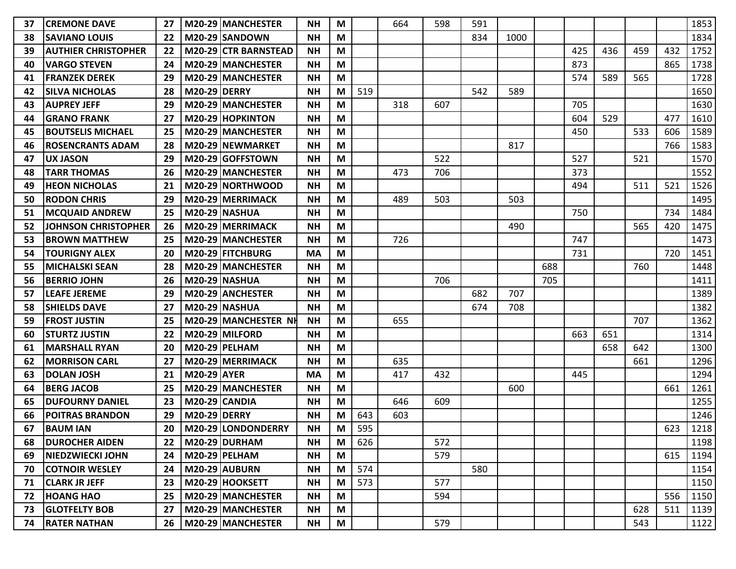| | | | | | | | | | | | | | | | | | |
|---|---|---|---|---|---|---|---|---|---|---|---|---|---|---|---|---|---|
| **37** | **CREMONE DAVE** | **27** | **M20-29** | **MANCHESTER** | **NH** | **M** | | 664 | 598 | 591 | | | | | | | 1853 |
| **38** | **SAVIANO LOUIS** | **22** | **M20-29** | **SANDOWN** | **NH** | **M** | | | | 834 | 1000 | | | | | | 1834 |
| **39** | **AUTHIER CHRISTOPHER** | **22** | **M20-29** | **CTR BARNSTEAD** | **NH** | **M** | | | | | | | 425 | 436 | 459 | 432 | 1752 |
| **40** | **VARGO STEVEN** | **24** | **M20-29** | **MANCHESTER** | **NH** | **M** | | | | | | | 873 | | | 865 | 1738 |
| **41** | **FRANZEK DEREK** | **29** | **M20-29** | **MANCHESTER** | **NH** | **M** | | | | | | | 574 | 589 | 565 | | 1728 |
| **42** | **SILVA NICHOLAS** | **28** | **M20-29** | **DERRY** | **NH** | **M** | 519 | | | 542 | 589 | | | | | | 1650 |
| **43** | **AUPREY JEFF** | **29** | **M20-29** | **MANCHESTER** | **NH** | **M** | | 318 | 607 | | | | 705 | | | | 1630 |
| **44** | **GRANO FRANK** | **27** | **M20-29** | **HOPKINTON** | **NH** | **M** | | | | | | | 604 | 529 | | 477 | 1610 |
| **45** | **BOUTSELIS MICHAEL** | **25** | **M20-29** | **MANCHESTER** | **NH** | **M** | | | | | | | 450 | | 533 | 606 | 1589 |
| **46** | **ROSENCRANTS ADAM** | **28** | **M20-29** | **NEWMARKET** | **NH** | **M** | | | | | 817 | | | | | 766 | 1583 |
| **47** | **UX JASON** | **29** | **M20-29** | **GOFFSTOWN** | **NH** | **M** | | | 522 | | | | 527 | | 521 | | 1570 |
| **48** | **TARR THOMAS** | **26** | **M20-29** | **MANCHESTER** | **NH** | **M** | | 473 | 706 | | | | 373 | | | | 1552 |
| **49** | **HEON NICHOLAS** | **21** | **M20-29** | **NORTHWOOD** | **NH** | **M** | | | | | | | 494 | | 511 | 521 | 1526 |
| **50** | **RODON CHRIS** | **29** | **M20-29** | **MERRIMACK** | **NH** | **M** | | 489 | 503 | | 503 | | | | | | 1495 |
| **51** | **MCQUAID ANDREW** | **25** | **M20-29** | **NASHUA** | **NH** | **M** | | | | | | | 750 | | | 734 | 1484 |
| **52** | **JOHNSON CHRISTOPHER** | **26** | **M20-29** | **MERRIMACK** | **NH** | **M** | | | | | 490 | | | | 565 | 420 | 1475 |
| **53** | **BROWN MATTHEW** | **25** | **M20-29** | **MANCHESTER** | **NH** | **M** | | 726 | | | | | 747 | | | | 1473 |
| **54** | **TOURIGNY ALEX** | **20** | **M20-29** | **FITCHBURG** | **MA** | **M** | | | | | | | 731 | | | 720 | 1451 |
| **55** | **MICHALSKI SEAN** | **28** | **M20-29** | **MANCHESTER** | **NH** | **M** | | | | | | 688 | | | 760 | | 1448 |
| **56** | **BERRIO JOHN** | **26** | **M20-29** | **NASHUA** | **NH** | **M** | | | 706 | | | 705 | | | | | 1411 |
| **57** | **LEAFE JEREME** | **29** | **M20-29** | **ANCHESTER** | **NH** | **M** | | | | 682 | 707 | | | | | | 1389 |
| **58** | **SHIELDS DAVE** | **27** | **M20-29** | **NASHUA** | **NH** | **M** | | | | 674 | 708 | | | | | | 1382 |
| **59** | **FROST JUSTIN** | **25** | **M20-29** | **MANCHESTER NH** | **NH** | **M** | | 655 | | | | | | | 707 | | 1362 |
| **60** | **STURTZ JUSTIN** | **22** | **M20-29** | **MILFORD** | **NH** | **M** | | | | | | | 663 | 651 | | | 1314 |
| **61** | **MARSHALL RYAN** | **20** | **M20-29** | **PELHAM** | **NH** | **M** | | | | | | | | 658 | 642 | | 1300 |
| **62** | **MORRISON CARL** | **27** | **M20-29** | **MERRIMACK** | **NH** | **M** | | 635 | | | | | | | 661 | | 1296 |
| **63** | **DOLAN JOSH** | **21** | **M20-29** | **AYER** | **MA** | **M** | | 417 | 432 | | | | 445 | | | | 1294 |
| **64** | **BERG JACOB** | **25** | **M20-29** | **MANCHESTER** | **NH** | **M** | | | | | 600 | | | | | 661 | 1261 |
| **65** | **DUFOURNY DANIEL** | **23** | **M20-29** | **CANDIA** | **NH** | **M** | | 646 | 609 | | | | | | | | 1255 |
| **66** | **POITRAS BRANDON** | **29** | **M20-29** | **DERRY** | **NH** | **M** | 643 | 603 | | | | | | | | | 1246 |
| **67** | **BAUM IAN** | **20** | **M20-29** | **LONDONDERRY** | **NH** | **M** | 595 | | | | | | | | | 623 | 1218 |
| **68** | **DUROCHER AIDEN** | **22** | **M20-29** | **DURHAM** | **NH** | **M** | 626 | | 572 | | | | | | | | 1198 |
| **69** | **NIEDZWIECKI JOHN** | **24** | **M20-29** | **PELHAM** | **NH** | **M** | | | 579 | | | | | | | 615 | 1194 |
| **70** | **COTNOIR WESLEY** | **24** | **M20-29** | **AUBURN** | **NH** | **M** | 574 | | | 580 | | | | | | | 1154 |
| **71** | **CLARK JR JEFF** | **23** | **M20-29** | **HOOKSETT** | **NH** | **M** | 573 | | 577 | | | | | | | | 1150 |
| **72** | **HOANG HAO** | **25** | **M20-29** | **MANCHESTER** | **NH** | **M** | | | 594 | | | | | | | 556 | 1150 |
| **73** | **GLOTFELTY BOB** | **27** | **M20-29** | **MANCHESTER** | **NH** | **M** | | | | | | | | | 628 | 511 | 1139 |
| **74** | **RATER NATHAN** | **26** | **M20-29** | **MANCHESTER** | **NH** | **M** | | | 579 | | | | | | 543 | | 1122 |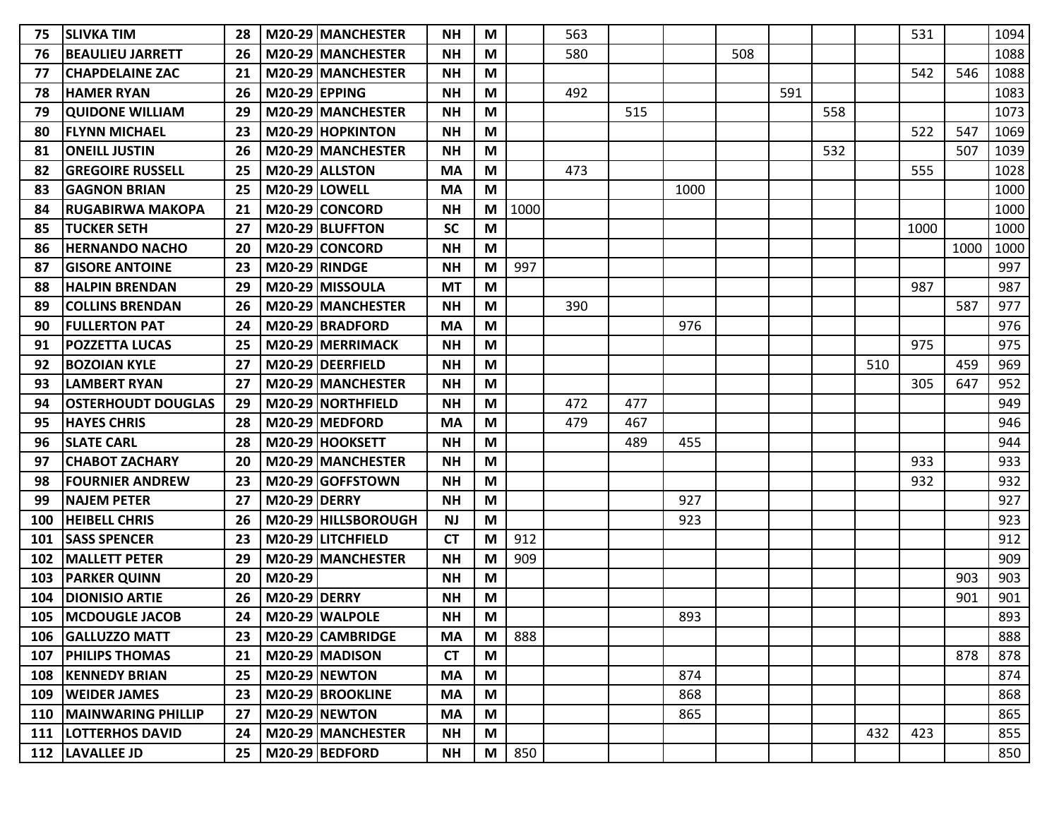| | | | | | | | | | | | | | | | | | |
|---|---|---|---|---|---|---|---|---|---|---|---|---|---|---|---|---|---|
| 75 | SLIVKA TIM | 28 | M20-29 | MANCHESTER | NH | M | | 563 | | | | | | | 531 | | 1094 |
| 76 | BEAULIEU JARRETT | 26 | M20-29 | MANCHESTER | NH | M | | 580 | | | 508 | | | | | | 1088 |
| 77 | CHAPDELAINE ZAC | 21 | M20-29 | MANCHESTER | NH | M | | | | | | | | | 542 | 546 | 1088 |
| 78 | HAMER RYAN | 26 | M20-29 | EPPING | NH | M | | 492 | | | | 591 | | | | | 1083 |
| 79 | QUIDONE WILLIAM | 29 | M20-29 | MANCHESTER | NH | M | | | 515 | | | | 558 | | | | 1073 |
| 80 | FLYNN MICHAEL | 23 | M20-29 | HOPKINTON | NH | M | | | | | | | | | 522 | 547 | 1069 |
| 81 | ONEILL JUSTIN | 26 | M20-29 | MANCHESTER | NH | M | | | | | | | 532 | | | 507 | 1039 |
| 82 | GREGOIRE RUSSELL | 25 | M20-29 | ALLSTON | MA | M | | 473 | | | | | | | 555 | | 1028 |
| 83 | GAGNON BRIAN | 25 | M20-29 | LOWELL | MA | M | | | | 1000 | | | | | | | 1000 |
| 84 | RUGABIRWA MAKOPA | 21 | M20-29 | CONCORD | NH | M | 1000 | | | | | | | | | | 1000 |
| 85 | TUCKER SETH | 27 | M20-29 | BLUFFTON | SC | M | | | | | | | | | 1000 | | 1000 |
| 86 | HERNANDO NACHO | 20 | M20-29 | CONCORD | NH | M | | | | | | | | | | 1000 | 1000 |
| 87 | GISORE ANTOINE | 23 | M20-29 | RINDGE | NH | M | 997 | | | | | | | | | | 997 |
| 88 | HALPIN BRENDAN | 29 | M20-29 | MISSOULA | MT | M | | | | | | | | | 987 | | 987 |
| 89 | COLLINS BRENDAN | 26 | M20-29 | MANCHESTER | NH | M | | 390 | | | | | | | | 587 | 977 |
| 90 | FULLERTON PAT | 24 | M20-29 | BRADFORD | MA | M | | | | 976 | | | | | | | 976 |
| 91 | POZZETTA LUCAS | 25 | M20-29 | MERRIMACK | NH | M | | | | | | | | | 975 | | 975 |
| 92 | BOZOIAN KYLE | 27 | M20-29 | DEERFIELD | NH | M | | | | | | | | 510 | | 459 | 969 |
| 93 | LAMBERT RYAN | 27 | M20-29 | MANCHESTER | NH | M | | | | | | | | | 305 | 647 | 952 |
| 94 | OSTERHOUDT DOUGLAS | 29 | M20-29 | NORTHFIELD | NH | M | | 472 | 477 | | | | | | | | 949 |
| 95 | HAYES CHRIS | 28 | M20-29 | MEDFORD | MA | M | | 479 | 467 | | | | | | | | 946 |
| 96 | SLATE CARL | 28 | M20-29 | HOOKSETT | NH | M | | | 489 | 455 | | | | | | | 944 |
| 97 | CHABOT ZACHARY | 20 | M20-29 | MANCHESTER | NH | M | | | | | | | | | 933 | | 933 |
| 98 | FOURNIER ANDREW | 23 | M20-29 | GOFFSTOWN | NH | M | | | | | | | | | 932 | | 932 |
| 99 | NAJEM PETER | 27 | M20-29 | DERRY | NH | M | | | | 927 | | | | | | | 927 |
| 100 | HEIBELL CHRIS | 26 | M20-29 | HILLSBOROUGH | NJ | M | | | | 923 | | | | | | | 923 |
| 101 | SASS SPENCER | 23 | M20-29 | LITCHFIELD | CT | M | 912 | | | | | | | | | | 912 |
| 102 | MALLETT PETER | 29 | M20-29 | MANCHESTER | NH | M | 909 | | | | | | | | | | 909 |
| 103 | PARKER QUINN | 20 | M20-29 | | NH | M | | | | | | | | | | 903 | 903 |
| 104 | DIONISIO ARTIE | 26 | M20-29 | DERRY | NH | M | | | | | | | | | | 901 | 901 |
| 105 | MCDOUGLE JACOB | 24 | M20-29 | WALPOLE | NH | M | | | | 893 | | | | | | | 893 |
| 106 | GALLUZZO MATT | 23 | M20-29 | CAMBRIDGE | MA | M | 888 | | | | | | | | | | 888 |
| 107 | PHILIPS THOMAS | 21 | M20-29 | MADISON | CT | M | | | | | | | | | | 878 | 878 |
| 108 | KENNEDY BRIAN | 25 | M20-29 | NEWTON | MA | M | | | | 874 | | | | | | | 874 |
| 109 | WEIDER JAMES | 23 | M20-29 | BROOKLINE | MA | M | | | | 868 | | | | | | | 868 |
| 110 | MAINWARING PHILLIP | 27 | M20-29 | NEWTON | MA | M | | | | 865 | | | | | | | 865 |
| 111 | LOTTERHOS DAVID | 24 | M20-29 | MANCHESTER | NH | M | | | | | | | | 432 | 423 | | 855 |
| 112 | LAVALLEE JD | 25 | M20-29 | BEDFORD | NH | M | 850 | | | | | | | | | | 850 |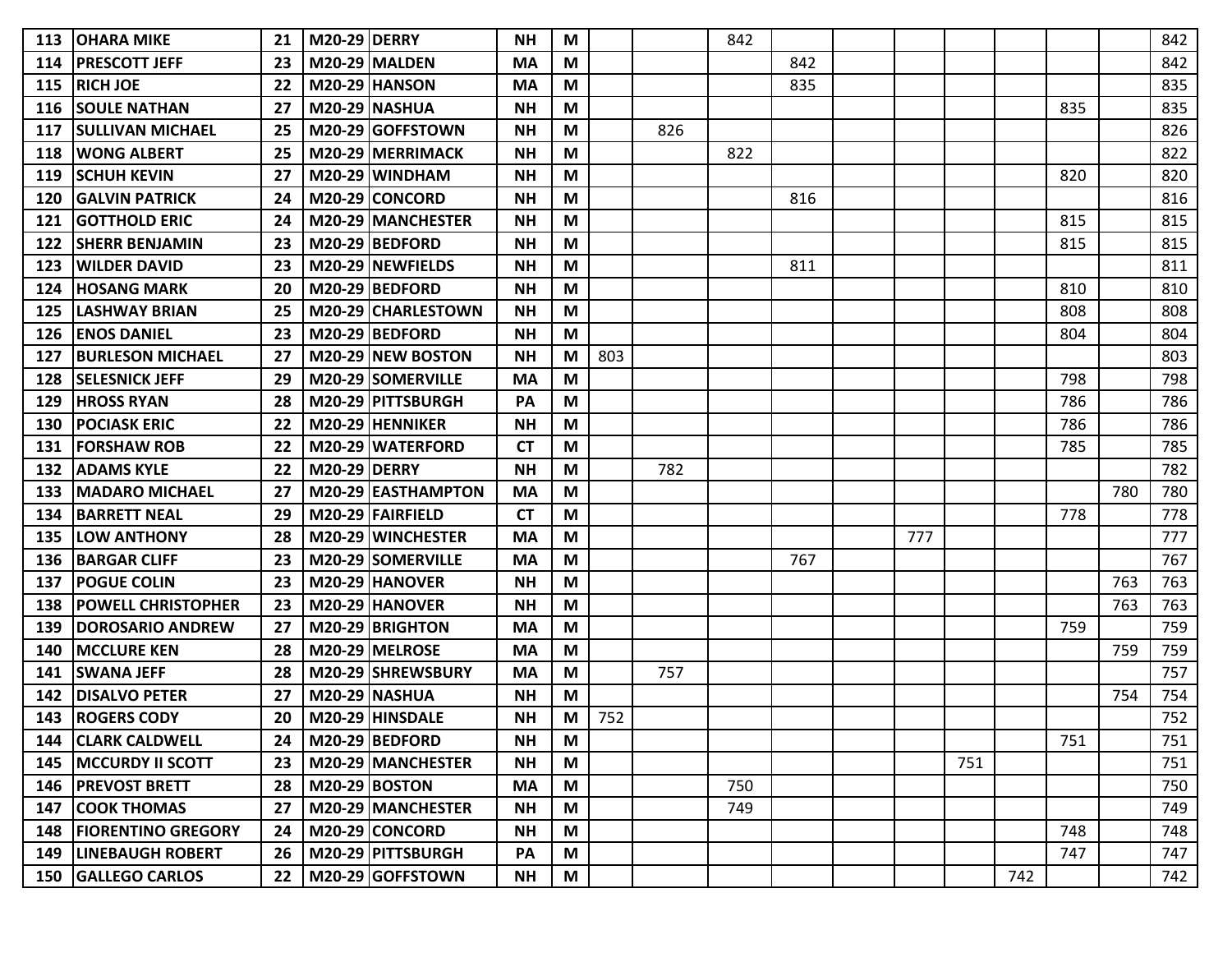| | | | | | | | | | | | | | | | | | |
|---|---|---|---|---|---|---|---|---|---|---|---|---|---|---|---|---|---|
| **113** | **OHARA MIKE** | **21** | **M20-29** | **DERRY** | **NH** | **M** | | | 842 | | | | | | | | 842 |
| **114** | **PRESCOTT JEFF** | **23** | **M20-29** | **MALDEN** | **MA** | **M** | | | | 842 | | | | | | | 842 |
| **115** | **RICH JOE** | **22** | **M20-29** | **HANSON** | **MA** | **M** | | | | 835 | | | | | | | 835 |
| **116** | **SOULE NATHAN** | **27** | **M20-29** | **NASHUA** | **NH** | **M** | | | | | | | | | 835 | | 835 |
| **117** | **SULLIVAN MICHAEL** | **25** | **M20-29** | **GOFFSTOWN** | **NH** | **M** | | 826 | | | | | | | | | 826 |
| **118** | **WONG ALBERT** | **25** | **M20-29** | **MERRIMACK** | **NH** | **M** | | | 822 | | | | | | | | 822 |
| **119** | **SCHUH KEVIN** | **27** | **M20-29** | **WINDHAM** | **NH** | **M** | | | | | | | | | 820 | | 820 |
| **120** | **GALVIN PATRICK** | **24** | **M20-29** | **CONCORD** | **NH** | **M** | | | | 816 | | | | | | | 816 |
| **121** | **GOTTHOLD ERIC** | **24** | **M20-29** | **MANCHESTER** | **NH** | **M** | | | | | | | | | 815 | | 815 |
| **122** | **SHERR BENJAMIN** | **23** | **M20-29** | **BEDFORD** | **NH** | **M** | | | | | | | | | 815 | | 815 |
| **123** | **WILDER DAVID** | **23** | **M20-29** | **NEWFIELDS** | **NH** | **M** | | | | 811 | | | | | | | 811 |
| **124** | **HOSANG MARK** | **20** | **M20-29** | **BEDFORD** | **NH** | **M** | | | | | | | | | 810 | | 810 |
| **125** | **LASHWAY BRIAN** | **25** | **M20-29** | **CHARLESTOWN** | **NH** | **M** | | | | | | | | | 808 | | 808 |
| **126** | **ENOS DANIEL** | **23** | **M20-29** | **BEDFORD** | **NH** | **M** | | | | | | | | | 804 | | 804 |
| **127** | **BURLESON MICHAEL** | **27** | **M20-29** | **NEW BOSTON** | **NH** | **M** | 803 | | | | | | | | | | 803 |
| **128** | **SELESNICK JEFF** | **29** | **M20-29** | **SOMERVILLE** | **MA** | **M** | | | | | | | | | 798 | | 798 |
| **129** | **HROSS RYAN** | **28** | **M20-29** | **PITTSBURGH** | **PA** | **M** | | | | | | | | | 786 | | 786 |
| **130** | **POCIASK ERIC** | **22** | **M20-29** | **HENNIKER** | **NH** | **M** | | | | | | | | | 786 | | 786 |
| **131** | **FORSHAW ROB** | **22** | **M20-29** | **WATERFORD** | **CT** | **M** | | | | | | | | | 785 | | 785 |
| **132** | **ADAMS KYLE** | **22** | **M20-29** | **DERRY** | **NH** | **M** | | 782 | | | | | | | | | 782 |
| **133** | **MADARO MICHAEL** | **27** | **M20-29** | **EASTHAMPTON** | **MA** | **M** | | | | | | | | | | 780 | 780 |
| **134** | **BARRETT NEAL** | **29** | **M20-29** | **FAIRFIELD** | **CT** | **M** | | | | | | | | | 778 | | 778 |
| **135** | **LOW ANTHONY** | **28** | **M20-29** | **WINCHESTER** | **MA** | **M** | | | | | | 777 | | | | | 777 |
| **136** | **BARGAR CLIFF** | **23** | **M20-29** | **SOMERVILLE** | **MA** | **M** | | | | 767 | | | | | | | 767 |
| **137** | **POGUE COLIN** | **23** | **M20-29** | **HANOVER** | **NH** | **M** | | | | | | | | | | 763 | 763 |
| **138** | **POWELL CHRISTOPHER** | **23** | **M20-29** | **HANOVER** | **NH** | **M** | | | | | | | | | | 763 | 763 |
| **139** | **DOROSARIO ANDREW** | **27** | **M20-29** | **BRIGHTON** | **MA** | **M** | | | | | | | | | 759 | | 759 |
| **140** | **MCCLURE KEN** | **28** | **M20-29** | **MELROSE** | **MA** | **M** | | | | | | | | | | 759 | 759 |
| **141** | **SWANA JEFF** | **28** | **M20-29** | **SHREWSBURY** | **MA** | **M** | | 757 | | | | | | | | | 757 |
| **142** | **DISALVO PETER** | **27** | **M20-29** | **NASHUA** | **NH** | **M** | | | | | | | | | | 754 | 754 |
| **143** | **ROGERS CODY** | **20** | **M20-29** | **HINSDALE** | **NH** | **M** | 752 | | | | | | | | | | 752 |
| **144** | **CLARK CALDWELL** | **24** | **M20-29** | **BEDFORD** | **NH** | **M** | | | | | | | | | 751 | | 751 |
| **145** | **MCCURDY II SCOTT** | **23** | **M20-29** | **MANCHESTER** | **NH** | **M** | | | | | | | 751 | | | | 751 |
| **146** | **PREVOST BRETT** | **28** | **M20-29** | **BOSTON** | **MA** | **M** | | | 750 | | | | | | | | 750 |
| **147** | **COOK THOMAS** | **27** | **M20-29** | **MANCHESTER** | **NH** | **M** | | | 749 | | | | | | | | 749 |
| **148** | **FIORENTINO GREGORY** | **24** | **M20-29** | **CONCORD** | **NH** | **M** | | | | | | | | | 748 | | 748 |
| **149** | **LINEBAUGH ROBERT** | **26** | **M20-29** | **PITTSBURGH** | **PA** | **M** | | | | | | | | | 747 | | 747 |
| **150** | **GALLEGO CARLOS** | **22** | **M20-29** | **GOFFSTOWN** | **NH** | **M** | | | | | | | | 742 | | | 742 |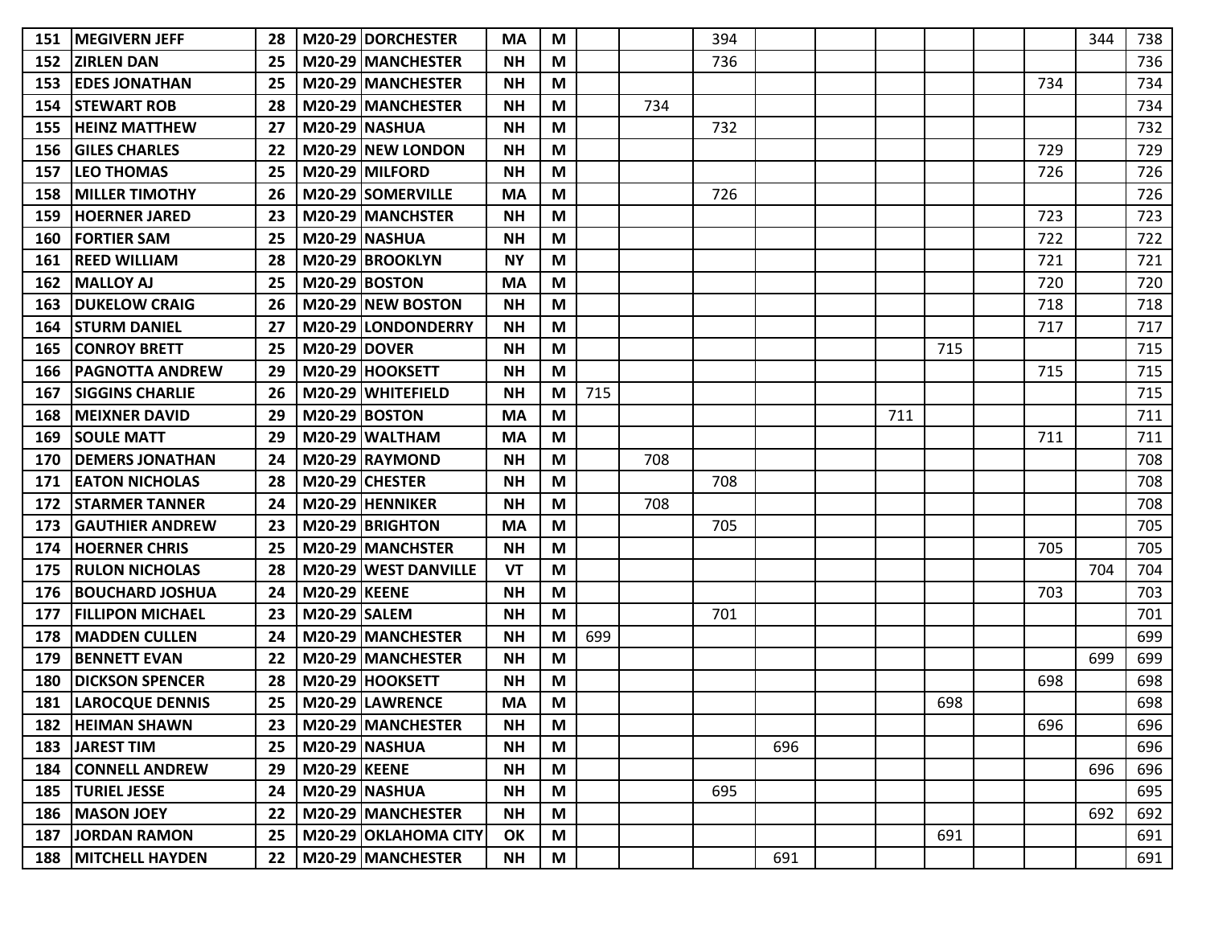| | | | | | | | | | | | | | | | | | |
|---|---|---|---|---|---|---|---|---|---|---|---|---|---|---|---|---|---|
| 151 | MEGIVERN JEFF | 28 | M20-29 | DORCHESTER | MA | M | | | 394 | | | | | | | 344 | 738 |
| 152 | ZIRLEN DAN | 25 | M20-29 | MANCHESTER | NH | M | | | 736 | | | | | | | | 736 |
| 153 | EDES JONATHAN | 25 | M20-29 | MANCHESTER | NH | M | | | | | | | | | 734 | | 734 |
| 154 | STEWART ROB | 28 | M20-29 | MANCHESTER | NH | M | | 734 | | | | | | | | | 734 |
| 155 | HEINZ MATTHEW | 27 | M20-29 | NASHUA | NH | M | | | 732 | | | | | | | | 732 |
| 156 | GILES CHARLES | 22 | M20-29 | NEW LONDON | NH | M | | | | | | | | | 729 | | 729 |
| 157 | LEO THOMAS | 25 | M20-29 | MILFORD | NH | M | | | | | | | | | 726 | | 726 |
| 158 | MILLER TIMOTHY | 26 | M20-29 | SOMERVILLE | MA | M | | | 726 | | | | | | | | 726 |
| 159 | HOERNER JARED | 23 | M20-29 | MANCHSTER | NH | M | | | | | | | | | 723 | | 723 |
| 160 | FORTIER SAM | 25 | M20-29 | NASHUA | NH | M | | | | | | | | | 722 | | 722 |
| 161 | REED WILLIAM | 28 | M20-29 | BROOKLYN | NY | M | | | | | | | | | 721 | | 721 |
| 162 | MALLOY AJ | 25 | M20-29 | BOSTON | MA | M | | | | | | | | | 720 | | 720 |
| 163 | DUKELOW CRAIG | 26 | M20-29 | NEW BOSTON | NH | M | | | | | | | | | 718 | | 718 |
| 164 | STURM DANIEL | 27 | M20-29 | LONDONDERRY | NH | M | | | | | | | | | 717 | | 717 |
| 165 | CONROY BRETT | 25 | M20-29 | DOVER | NH | M | | | | | | | 715 | | | | 715 |
| 166 | PAGNOTTA ANDREW | 29 | M20-29 | HOOKSETT | NH | M | | | | | | | | | 715 | | 715 |
| 167 | SIGGINS CHARLIE | 26 | M20-29 | WHITEFIELD | NH | M | 715 | | | | | | | | | | 715 |
| 168 | MEIXNER DAVID | 29 | M20-29 | BOSTON | MA | M | | | | | | 711 | | | | | 711 |
| 169 | SOULE MATT | 29 | M20-29 | WALTHAM | MA | M | | | | | | | | | 711 | | 711 |
| 170 | DEMERS JONATHAN | 24 | M20-29 | RAYMOND | NH | M | | 708 | | | | | | | | | 708 |
| 171 | EATON NICHOLAS | 28 | M20-29 | CHESTER | NH | M | | | 708 | | | | | | | | 708 |
| 172 | STARMER TANNER | 24 | M20-29 | HENNIKER | NH | M | | 708 | | | | | | | | | 708 |
| 173 | GAUTHIER ANDREW | 23 | M20-29 | BRIGHTON | MA | M | | | 705 | | | | | | | | 705 |
| 174 | HOERNER CHRIS | 25 | M20-29 | MANCHSTER | NH | M | | | | | | | | | 705 | | 705 |
| 175 | RULON NICHOLAS | 28 | M20-29 | WEST DANVILLE | VT | M | | | | | | | | | | 704 | 704 |
| 176 | BOUCHARD JOSHUA | 24 | M20-29 | KEENE | NH | M | | | | | | | | | 703 | | 703 |
| 177 | FILLIPON MICHAEL | 23 | M20-29 | SALEM | NH | M | | | 701 | | | | | | | | 701 |
| 178 | MADDEN CULLEN | 24 | M20-29 | MANCHESTER | NH | M | 699 | | | | | | | | | | 699 |
| 179 | BENNETT EVAN | 22 | M20-29 | MANCHESTER | NH | M | | | | | | | | | | 699 | 699 |
| 180 | DICKSON SPENCER | 28 | M20-29 | HOOKSETT | NH | M | | | | | | | | | 698 | | 698 |
| 181 | LAROCQUE DENNIS | 25 | M20-29 | LAWRENCE | MA | M | | | | | | | 698 | | | | 698 |
| 182 | HEIMAN SHAWN | 23 | M20-29 | MANCHESTER | NH | M | | | | | | | | | 696 | | 696 |
| 183 | JAREST TIM | 25 | M20-29 | NASHUA | NH | M | | | | 696 | | | | | | | 696 |
| 184 | CONNELL ANDREW | 29 | M20-29 | KEENE | NH | M | | | | | | | | | | 696 | 696 |
| 185 | TURIEL JESSE | 24 | M20-29 | NASHUA | NH | M | | | 695 | | | | | | | | 695 |
| 186 | MASON JOEY | 22 | M20-29 | MANCHESTER | NH | M | | | | | | | | | | 692 | 692 |
| 187 | JORDAN RAMON | 25 | M20-29 | OKLAHOMA CITY | OK | M | | | | | | | 691 | | | | 691 |
| 188 | MITCHELL HAYDEN | 22 | M20-29 | MANCHESTER | NH | M | | | | 691 | | | | | | | 691 |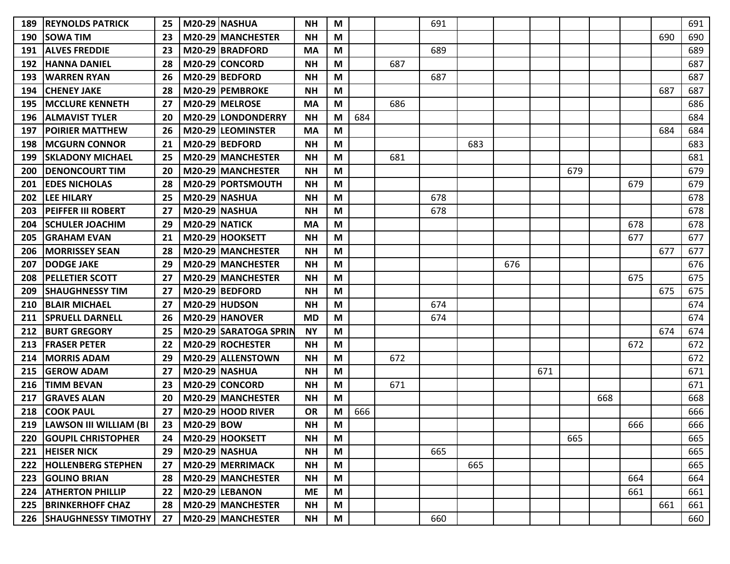| | | | | | | | | | | | | | | | | | |
|---|---|---|---|---|---|---|---|---|---|---|---|---|---|---|---|---|---|
| 189 | REYNOLDS PATRICK | 25 | M20-29 | NASHUA | NH | M | | | 691 | | | | | | | | 691 |
| 190 | SOWA TIM | 23 | M20-29 | MANCHESTER | NH | M | | | | | | | | | | 690 | 690 |
| 191 | ALVES FREDDIE | 23 | M20-29 | BRADFORD | MA | M | | | 689 | | | | | | | | 689 |
| 192 | HANNA DANIEL | 28 | M20-29 | CONCORD | NH | M | | 687 | | | | | | | | | 687 |
| 193 | WARREN RYAN | 26 | M20-29 | BEDFORD | NH | M | | | 687 | | | | | | | | 687 |
| 194 | CHENEY JAKE | 28 | M20-29 | PEMBROKE | NH | M | | | | | | | | | | 687 | 687 |
| 195 | MCCLURE KENNETH | 27 | M20-29 | MELROSE | MA | M | | 686 | | | | | | | | | 686 |
| 196 | ALMAVIST TYLER | 20 | M20-29 | LONDONDERRY | NH | M | 684 | | | | | | | | | | 684 |
| 197 | POIRIER MATTHEW | 26 | M20-29 | LEOMINSTER | MA | M | | | | | | | | | | 684 | 684 |
| 198 | MCGURN CONNOR | 21 | M20-29 | BEDFORD | NH | M | | | | 683 | | | | | | | 683 |
| 199 | SKLADONY MICHAEL | 25 | M20-29 | MANCHESTER | NH | M | | 681 | | | | | | | | | 681 |
| 200 | DENONCOURT TIM | 20 | M20-29 | MANCHESTER | NH | M | | | | | | | 679 | | | | 679 |
| 201 | EDES NICHOLAS | 28 | M20-29 | PORTSMOUTH | NH | M | | | | | | | | | 679 | | 679 |
| 202 | LEE HILARY | 25 | M20-29 | NASHUA | NH | M | | | 678 | | | | | | | | 678 |
| 203 | PEIFFER III ROBERT | 27 | M20-29 | NASHUA | NH | M | | | 678 | | | | | | | | 678 |
| 204 | SCHULER JOACHIM | 29 | M20-29 | NATICK | MA | M | | | | | | | | | 678 | | 678 |
| 205 | GRAHAM EVAN | 21 | M20-29 | HOOKSETT | NH | M | | | | | | | | | 677 | | 677 |
| 206 | MORRISSEY SEAN | 28 | M20-29 | MANCHESTER | NH | M | | | | | | | | | | 677 | 677 |
| 207 | DODGE JAKE | 29 | M20-29 | MANCHESTER | NH | M | | | | | 676 | | | | | | 676 |
| 208 | PELLETIER SCOTT | 27 | M20-29 | MANCHESTER | NH | M | | | | | | | | | 675 | | 675 |
| 209 | SHAUGHNESSY TIM | 27 | M20-29 | BEDFORD | NH | M | | | | | | | | | | 675 | 675 |
| 210 | BLAIR MICHAEL | 27 | M20-29 | HUDSON | NH | M | | | 674 | | | | | | | | 674 |
| 211 | SPRUELL DARNELL | 26 | M20-29 | HANOVER | MD | M | | | 674 | | | | | | | | 674 |
| 212 | BURT GREGORY | 25 | M20-29 | SARATOGA SPRIN | NY | M | | | | | | | | | | 674 | 674 |
| 213 | FRASER PETER | 22 | M20-29 | ROCHESTER | NH | M | | | | | | | | | 672 | | 672 |
| 214 | MORRIS ADAM | 29 | M20-29 | ALLENSTOWN | NH | M | | 672 | | | | | | | | | 672 |
| 215 | GEROW ADAM | 27 | M20-29 | NASHUA | NH | M | | | | | | 671 | | | | | 671 |
| 216 | TIMM BEVAN | 23 | M20-29 | CONCORD | NH | M | | 671 | | | | | | | | | 671 |
| 217 | GRAVES ALAN | 20 | M20-29 | MANCHESTER | NH | M | | | | | | | | 668 | | | 668 |
| 218 | COOK PAUL | 27 | M20-29 | HOOD RIVER | OR | M | 666 | | | | | | | | | | 666 |
| 219 | LAWSON III WILLIAM (BI | 23 | M20-29 | BOW | NH | M | | | | | | | | | 666 | | 666 |
| 220 | GOUPIL CHRISTOPHER | 24 | M20-29 | HOOKSETT | NH | M | | | | | | | 665 | | | | 665 |
| 221 | HEISER NICK | 29 | M20-29 | NASHUA | NH | M | | | 665 | | | | | | | | 665 |
| 222 | HOLLENBERG STEPHEN | 27 | M20-29 | MERRIMACK | NH | M | | | | 665 | | | | | | | 665 |
| 223 | GOLINO BRIAN | 28 | M20-29 | MANCHESTER | NH | M | | | | | | | | | 664 | | 664 |
| 224 | ATHERTON PHILLIP | 22 | M20-29 | LEBANON | ME | M | | | | | | | | | 661 | | 661 |
| 225 | BRINKERHOFF CHAZ | 28 | M20-29 | MANCHESTER | NH | M | | | | | | | | | | 661 | 661 |
| 226 | SHAUGHNESSY TIMOTHY | 27 | M20-29 | MANCHESTER | NH | M | | | 660 | | | | | | | | 660 |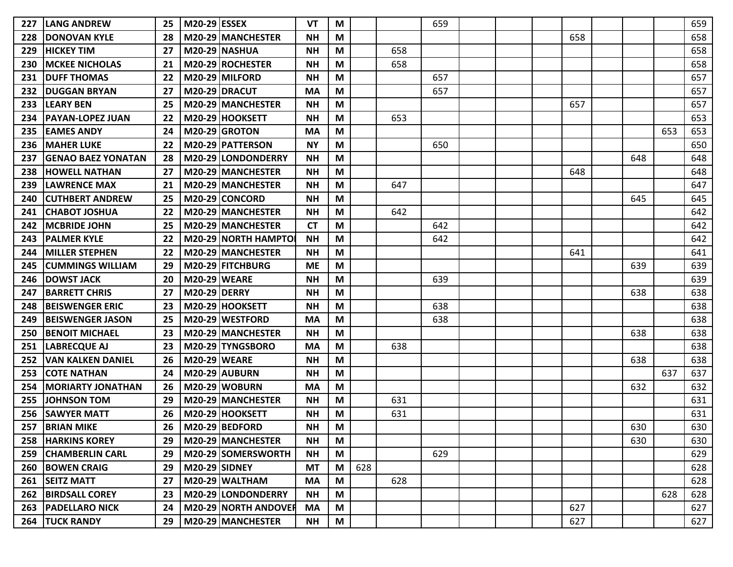| | | | | | | | | | | | | | | | | | |
|---|---|---|---|---|---|---|---|---|---|---|---|---|---|---|---|---|---|
| 227 | LANG ANDREW | 25 | M20-29 | ESSEX | VT | M | | | 659 | | | | | | | | 659 |
| 228 | DONOVAN KYLE | 28 | M20-29 | MANCHESTER | NH | M | | | | | | | 658 | | | | 658 |
| 229 | HICKEY TIM | 27 | M20-29 | NASHUA | NH | M | | 658 | | | | | | | | | 658 |
| 230 | MCKEE NICHOLAS | 21 | M20-29 | ROCHESTER | NH | M | | 658 | | | | | | | | | 658 |
| 231 | DUFF THOMAS | 22 | M20-29 | MILFORD | NH | M | | | 657 | | | | | | | | 657 |
| 232 | DUGGAN BRYAN | 27 | M20-29 | DRACUT | MA | M | | | 657 | | | | | | | | 657 |
| 233 | LEARY BEN | 25 | M20-29 | MANCHESTER | NH | M | | | | | | | 657 | | | | 657 |
| 234 | PAYAN-LOPEZ JUAN | 22 | M20-29 | HOOKSETT | NH | M | | 653 | | | | | | | | | 653 |
| 235 | EAMES ANDY | 24 | M20-29 | GROTON | MA | M | | | | | | | | | | 653 | 653 |
| 236 | MAHER LUKE | 22 | M20-29 | PATTERSON | NY | M | | | 650 | | | | | | | | 650 |
| 237 | GENAO BAEZ YONATAN | 28 | M20-29 | LONDONDERRY | NH | M | | | | | | | | | 648 | | 648 |
| 238 | HOWELL NATHAN | 27 | M20-29 | MANCHESTER | NH | M | | | | | | | 648 | | | | 648 |
| 239 | LAWRENCE MAX | 21 | M20-29 | MANCHESTER | NH | M | | 647 | | | | | | | | | 647 |
| 240 | CUTHBERT ANDREW | 25 | M20-29 | CONCORD | NH | M | | | | | | | | | 645 | | 645 |
| 241 | CHABOT JOSHUA | 22 | M20-29 | MANCHESTER | NH | M | | 642 | | | | | | | | | 642 |
| 242 | MCBRIDE JOHN | 25 | M20-29 | MANCHESTER | CT | M | | | 642 | | | | | | | | 642 |
| 243 | PALMER KYLE | 22 | M20-29 | NORTH HAMPTO | NH | M | | | 642 | | | | | | | | 642 |
| 244 | MILLER STEPHEN | 22 | M20-29 | MANCHESTER | NH | M | | | | | | | 641 | | | | 641 |
| 245 | CUMMINGS WILLIAM | 29 | M20-29 | FITCHBURG | ME | M | | | | | | | | | 639 | | 639 |
| 246 | DOWST JACK | 20 | M20-29 | WEARE | NH | M | | | 639 | | | | | | | | 639 |
| 247 | BARRETT CHRIS | 27 | M20-29 | DERRY | NH | M | | | | | | | | | 638 | | 638 |
| 248 | BEISWENGER ERIC | 23 | M20-29 | HOOKSETT | NH | M | | | 638 | | | | | | | | 638 |
| 249 | BEISWENGER JASON | 25 | M20-29 | WESTFORD | MA | M | | | 638 | | | | | | | | 638 |
| 250 | BENOIT MICHAEL | 23 | M20-29 | MANCHESTER | NH | M | | | | | | | | | 638 | | 638 |
| 251 | LABRECQUE AJ | 23 | M20-29 | TYNGSBORO | MA | M | | 638 | | | | | | | | | 638 |
| 252 | VAN KALKEN DANIEL | 26 | M20-29 | WEARE | NH | M | | | | | | | | | 638 | | 638 |
| 253 | COTE NATHAN | 24 | M20-29 | AUBURN | NH | M | | | | | | | | | | 637 | 637 |
| 254 | MORIARTY JONATHAN | 26 | M20-29 | WOBURN | MA | M | | | | | | | | | 632 | | 632 |
| 255 | JOHNSON TOM | 29 | M20-29 | MANCHESTER | NH | M | | 631 | | | | | | | | | 631 |
| 256 | SAWYER MATT | 26 | M20-29 | HOOKSETT | NH | M | | 631 | | | | | | | | | 631 |
| 257 | BRIAN MIKE | 26 | M20-29 | BEDFORD | NH | M | | | | | | | | | 630 | | 630 |
| 258 | HARKINS KOREY | 29 | M20-29 | MANCHESTER | NH | M | | | | | | | | | 630 | | 630 |
| 259 | CHAMBERLIN CARL | 29 | M20-29 | SOMERSWORTH | NH | M | | | 629 | | | | | | | | 629 |
| 260 | BOWEN CRAIG | 29 | M20-29 | SIDNEY | MT | M | 628 | | | | | | | | | | 628 |
| 261 | SEITZ MATT | 27 | M20-29 | WALTHAM | MA | M | | 628 | | | | | | | | | 628 |
| 262 | BIRDSALL COREY | 23 | M20-29 | LONDONDERRY | NH | M | | | | | | | | | | 628 | 628 |
| 263 | PADELLARO NICK | 24 | M20-29 | NORTH ANDOVEF | MA | M | | | | | | | 627 | | | | 627 |
| 264 | TUCK RANDY | 29 | M20-29 | MANCHESTER | NH | M | | | | | | | 627 | | | | 627 |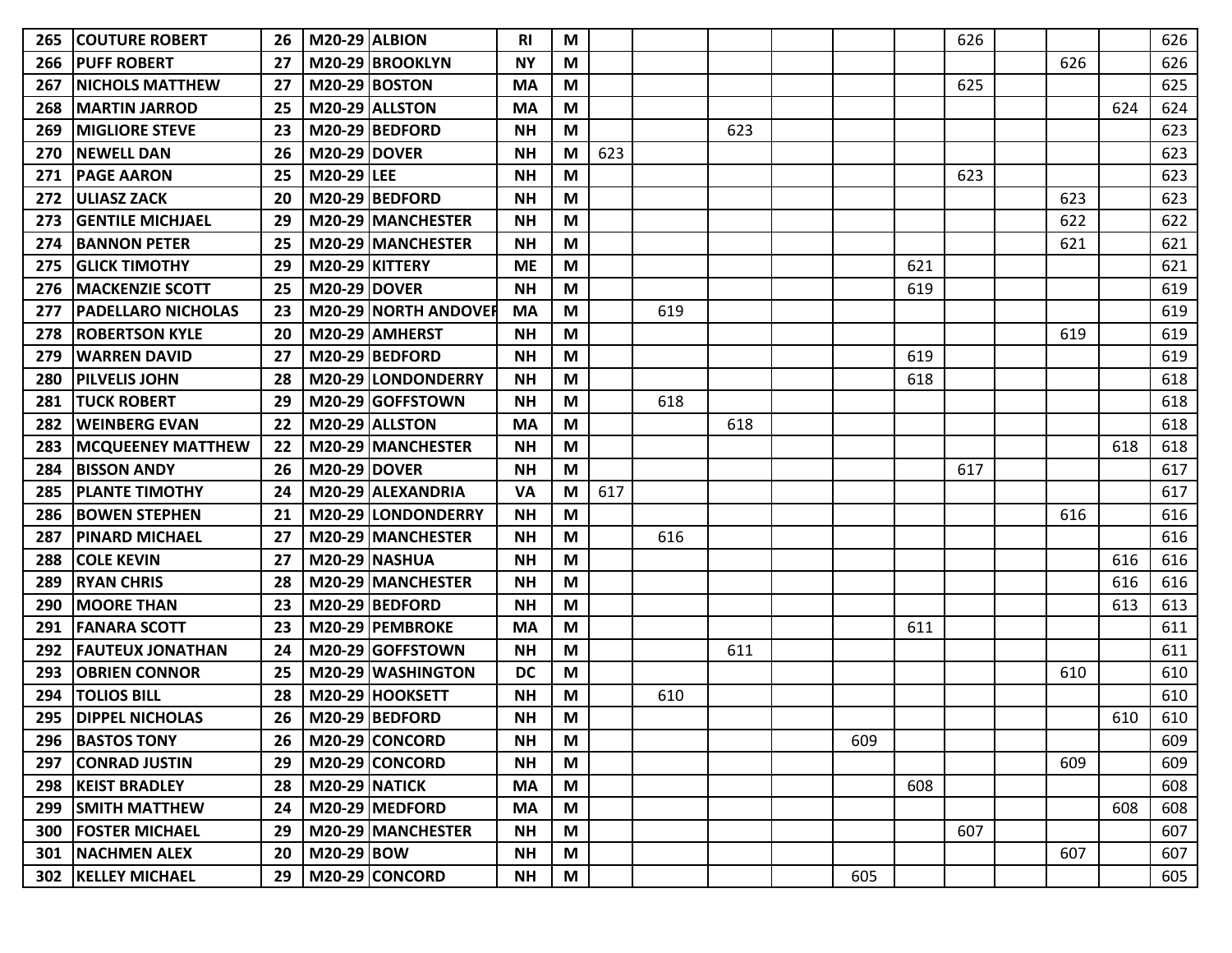| | | | | | | | | | | | | | | | | | |
|---|---|---|---|---|---|---|---|---|---|---|---|---|---|---|---|---|---|
| 265 | COUTURE ROBERT | 26 | M20-29 | ALBION | RI | M | | | | | | | 626 | | | | 626 |
| 266 | PUFF ROBERT | 27 | M20-29 | BROOKLYN | NY | M | | | | | | | | | 626 | | 626 |
| 267 | NICHOLS MATTHEW | 27 | M20-29 | BOSTON | MA | M | | | | | | | 625 | | | | 625 |
| 268 | MARTIN JARROD | 25 | M20-29 | ALLSTON | MA | M | | | | | | | | | | 624 | 624 |
| 269 | MIGLIORE STEVE | 23 | M20-29 | BEDFORD | NH | M | | | 623 | | | | | | | | 623 |
| 270 | NEWELL DAN | 26 | M20-29 | DOVER | NH | M | 623 | | | | | | | | | | 623 |
| 271 | PAGE AARON | 25 | M20-29 | LEE | NH | M | | | | | | | 623 | | | | 623 |
| 272 | ULIASZ ZACK | 20 | M20-29 | BEDFORD | NH | M | | | | | | | | | 623 | | 623 |
| 273 | GENTILE MICHJAEL | 29 | M20-29 | MANCHESTER | NH | M | | | | | | | | | 622 | | 622 |
| 274 | BANNON PETER | 25 | M20-29 | MANCHESTER | NH | M | | | | | | | | | 621 | | 621 |
| 275 | GLICK TIMOTHY | 29 | M20-29 | KITTERY | ME | M | | | | | | 621 | | | | | 621 |
| 276 | MACKENZIE SCOTT | 25 | M20-29 | DOVER | NH | M | | | | | | 619 | | | | | 619 |
| 277 | PADELLARO NICHOLAS | 23 | M20-29 | NORTH ANDOVER | MA | M | | 619 | | | | | | | | | 619 |
| 278 | ROBERTSON KYLE | 20 | M20-29 | AMHERST | NH | M | | | | | | | | | 619 | | 619 |
| 279 | WARREN DAVID | 27 | M20-29 | BEDFORD | NH | M | | | | | | 619 | | | | | 619 |
| 280 | PILVELIS JOHN | 28 | M20-29 | LONDONDERRY | NH | M | | | | | | 618 | | | | | 618 |
| 281 | TUCK ROBERT | 29 | M20-29 | GOFFSTOWN | NH | M | | 618 | | | | | | | | | 618 |
| 282 | WEINBERG EVAN | 22 | M20-29 | ALLSTON | MA | M | | | 618 | | | | | | | | 618 |
| 283 | MCQUEENEY MATTHEW | 22 | M20-29 | MANCHESTER | NH | M | | | | | | | | | | 618 | 618 |
| 284 | BISSON ANDY | 26 | M20-29 | DOVER | NH | M | | | | | | | 617 | | | | 617 |
| 285 | PLANTE TIMOTHY | 24 | M20-29 | ALEXANDRIA | VA | M | 617 | | | | | | | | | | 617 |
| 286 | BOWEN STEPHEN | 21 | M20-29 | LONDONDERRY | NH | M | | | | | | | | | 616 | | 616 |
| 287 | PINARD MICHAEL | 27 | M20-29 | MANCHESTER | NH | M | | 616 | | | | | | | | | 616 |
| 288 | COLE KEVIN | 27 | M20-29 | NASHUA | NH | M | | | | | | | | | | 616 | 616 |
| 289 | RYAN CHRIS | 28 | M20-29 | MANCHESTER | NH | M | | | | | | | | | | 616 | 616 |
| 290 | MOORE THAN | 23 | M20-29 | BEDFORD | NH | M | | | | | | | | | | 613 | 613 |
| 291 | FANARA SCOTT | 23 | M20-29 | PEMBROKE | MA | M | | | | | | 611 | | | | | 611 |
| 292 | FAUTEUX JONATHAN | 24 | M20-29 | GOFFSTOWN | NH | M | | | 611 | | | | | | | | 611 |
| 293 | OBRIEN CONNOR | 25 | M20-29 | WASHINGTON | DC | M | | | | | | | | | 610 | | 610 |
| 294 | TOLIOS BILL | 28 | M20-29 | HOOKSETT | NH | M | | 610 | | | | | | | | | 610 |
| 295 | DIPPEL NICHOLAS | 26 | M20-29 | BEDFORD | NH | M | | | | | | | | | | 610 | 610 |
| 296 | BASTOS TONY | 26 | M20-29 | CONCORD | NH | M | | | | | 609 | | | | | | 609 |
| 297 | CONRAD JUSTIN | 29 | M20-29 | CONCORD | NH | M | | | | | | | | | 609 | | 609 |
| 298 | KEIST BRADLEY | 28 | M20-29 | NATICK | MA | M | | | | | | 608 | | | | | 608 |
| 299 | SMITH MATTHEW | 24 | M20-29 | MEDFORD | MA | M | | | | | | | | | | 608 | 608 |
| 300 | FOSTER MICHAEL | 29 | M20-29 | MANCHESTER | NH | M | | | | | | | 607 | | | | 607 |
| 301 | NACHMEN ALEX | 20 | M20-29 | BOW | NH | M | | | | | | | | | 607 | | 607 |
| 302 | KELLEY MICHAEL | 29 | M20-29 | CONCORD | NH | M | | | | | 605 | | | | | | 605 |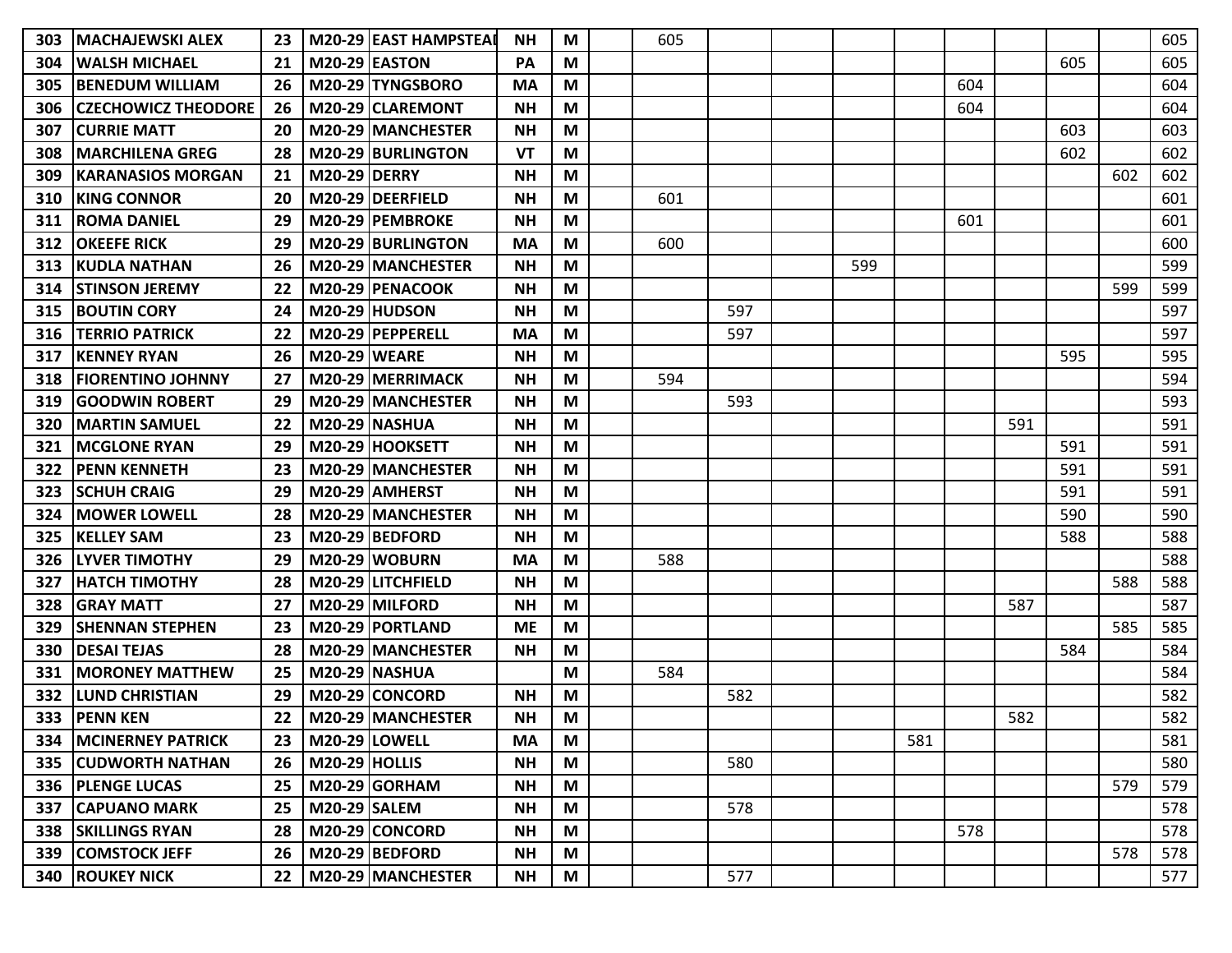| | | | | | | | | | | | | | | | | | |
|---|---|---|---|---|---|---|---|---|---|---|---|---|---|---|---|---|---|
| 303 | MACHAJEWSKI ALEX | 23 | M20-29 | EAST HAMPSTEAD | NH | M | | 605 | | | | | | | | | 605 |
| 304 | WALSH MICHAEL | 21 | M20-29 | EASTON | PA | M | | | | | | | | | 605 | | 605 |
| 305 | BENEDUM WILLIAM | 26 | M20-29 | TYNGSBORO | MA | M | | | | | | | 604 | | | | 604 |
| 306 | CZECHOWICZ THEODORE | 26 | M20-29 | CLAREMONT | NH | M | | | | | | | 604 | | | | 604 |
| 307 | CURRIE MATT | 20 | M20-29 | MANCHESTER | NH | M | | | | | | | | | 603 | | 603 |
| 308 | MARCHILENA GREG | 28 | M20-29 | BURLINGTON | VT | M | | | | | | | | | 602 | | 602 |
| 309 | KARANASIOS MORGAN | 21 | M20-29 | DERRY | NH | M | | | | | | | | | | 602 | 602 |
| 310 | KING CONNOR | 20 | M20-29 | DEERFIELD | NH | M | | 601 | | | | | | | | | 601 |
| 311 | ROMA DANIEL | 29 | M20-29 | PEMBROKE | NH | M | | | | | | | 601 | | | | 601 |
| 312 | OKEEFE RICK | 29 | M20-29 | BURLINGTON | MA | M | | 600 | | | | | | | | | 600 |
| 313 | KUDLA NATHAN | 26 | M20-29 | MANCHESTER | NH | M | | | | | 599 | | | | | | 599 |
| 314 | STINSON JEREMY | 22 | M20-29 | PENACOOK | NH | M | | | | | | | | | | 599 | 599 |
| 315 | BOUTIN CORY | 24 | M20-29 | HUDSON | NH | M | | | 597 | | | | | | | | 597 |
| 316 | TERRIO PATRICK | 22 | M20-29 | PEPPERELL | MA | M | | | 597 | | | | | | | | 597 |
| 317 | KENNEY RYAN | 26 | M20-29 | WEARE | NH | M | | | | | | | | | 595 | | 595 |
| 318 | FIORENTINO JOHNNY | 27 | M20-29 | MERRIMACK | NH | M | | 594 | | | | | | | | | 594 |
| 319 | GOODWIN ROBERT | 29 | M20-29 | MANCHESTER | NH | M | | | 593 | | | | | | | | 593 |
| 320 | MARTIN SAMUEL | 22 | M20-29 | NASHUA | NH | M | | | | | | | | 591 | | | 591 |
| 321 | MCGLONE RYAN | 29 | M20-29 | HOOKSETT | NH | M | | | | | | | | | 591 | | 591 |
| 322 | PENN KENNETH | 23 | M20-29 | MANCHESTER | NH | M | | | | | | | | | 591 | | 591 |
| 323 | SCHUH CRAIG | 29 | M20-29 | AMHERST | NH | M | | | | | | | | | 591 | | 591 |
| 324 | MOWER LOWELL | 28 | M20-29 | MANCHESTER | NH | M | | | | | | | | | 590 | | 590 |
| 325 | KELLEY SAM | 23 | M20-29 | BEDFORD | NH | M | | | | | | | | | 588 | | 588 |
| 326 | LYVER TIMOTHY | 29 | M20-29 | WOBURN | MA | M | | 588 | | | | | | | | | 588 |
| 327 | HATCH TIMOTHY | 28 | M20-29 | LITCHFIELD | NH | M | | | | | | | | | | 588 | 588 |
| 328 | GRAY MATT | 27 | M20-29 | MILFORD | NH | M | | | | | | | | 587 | | | 587 |
| 329 | SHENNAN STEPHEN | 23 | M20-29 | PORTLAND | ME | M | | | | | | | | | | 585 | 585 |
| 330 | DESAI TEJAS | 28 | M20-29 | MANCHESTER | NH | M | | | | | | | | | 584 | | 584 |
| 331 | MORONEY MATTHEW | 25 | M20-29 | NASHUA | | M | | 584 | | | | | | | | | 584 |
| 332 | LUND CHRISTIAN | 29 | M20-29 | CONCORD | NH | M | | | 582 | | | | | | | | 582 |
| 333 | PENN KEN | 22 | M20-29 | MANCHESTER | NH | M | | | | | | | | 582 | | | 582 |
| 334 | MCINERNEY PATRICK | 23 | M20-29 | LOWELL | MA | M | | | | | | 581 | | | | | 581 |
| 335 | CUDWORTH NATHAN | 26 | M20-29 | HOLLIS | NH | M | | | 580 | | | | | | | | 580 |
| 336 | PLENGE LUCAS | 25 | M20-29 | GORHAM | NH | M | | | | | | | | | | 579 | 579 |
| 337 | CAPUANO MARK | 25 | M20-29 | SALEM | NH | M | | | 578 | | | | | | | | 578 |
| 338 | SKILLINGS RYAN | 28 | M20-29 | CONCORD | NH | M | | | | | | | 578 | | | | 578 |
| 339 | COMSTOCK JEFF | 26 | M20-29 | BEDFORD | NH | M | | | | | | | | | | 578 | 578 |
| 340 | ROUKEY NICK | 22 | M20-29 | MANCHESTER | NH | M | | | 577 | | | | | | | | 577 |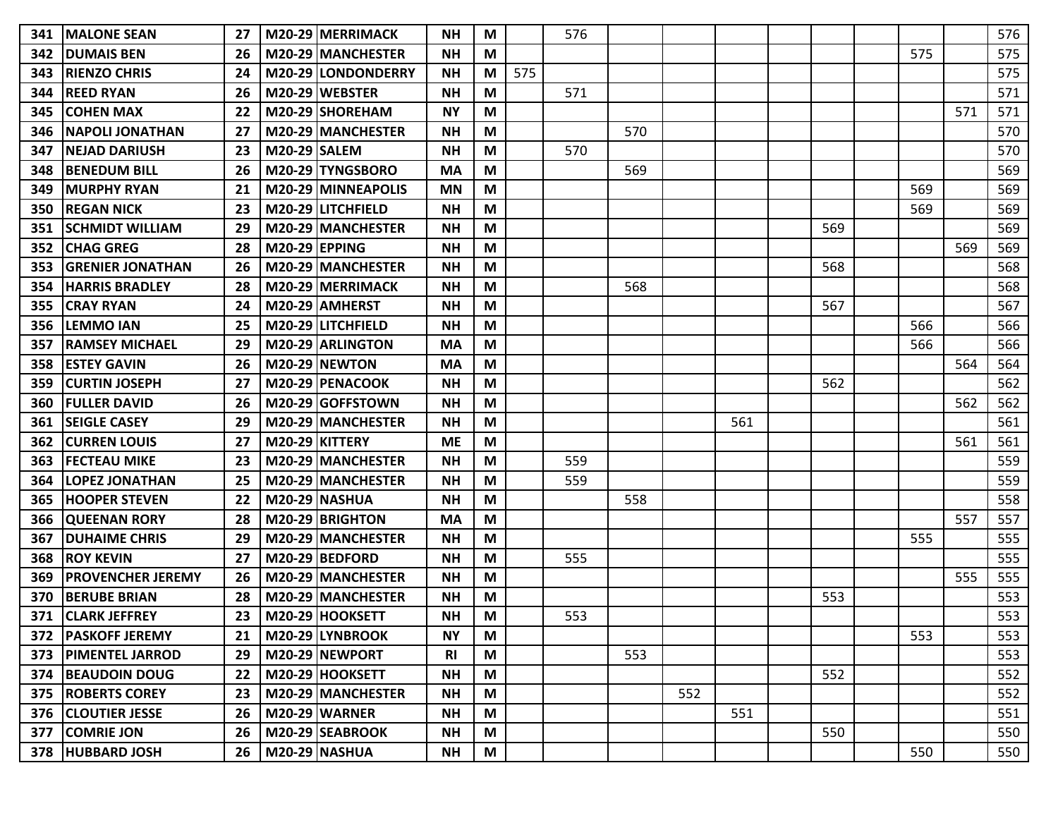| | | | | | | | | | | | | | | | | | |
|---|---|---|---|---|---|---|---|---|---|---|---|---|---|---|---|---|---|
| 341 | MALONE SEAN | 27 | M20-29 | MERRIMACK | NH | M | | 576 | | | | | | | | | 576 |
| 342 | DUMAIS BEN | 26 | M20-29 | MANCHESTER | NH | M | | | | | | | | | 575 | | 575 |
| 343 | RIENZO CHRIS | 24 | M20-29 | LONDONDERRY | NH | M | 575 | | | | | | | | | | 575 |
| 344 | REED RYAN | 26 | M20-29 | WEBSTER | NH | M | | 571 | | | | | | | | | 571 |
| 345 | COHEN MAX | 22 | M20-29 | SHOREHAM | NY | M | | | | | | | | | | 571 | 571 |
| 346 | NAPOLI JONATHAN | 27 | M20-29 | MANCHESTER | NH | M | | | 570 | | | | | | | | 570 |
| 347 | NEJAD DARIUSH | 23 | M20-29 | SALEM | NH | M | | 570 | | | | | | | | | 570 |
| 348 | BENEDUM BILL | 26 | M20-29 | TYNGSBORO | MA | M | | | 569 | | | | | | | | 569 |
| 349 | MURPHY RYAN | 21 | M20-29 | MINNEAPOLIS | MN | M | | | | | | | | | 569 | | 569 |
| 350 | REGAN NICK | 23 | M20-29 | LITCHFIELD | NH | M | | | | | | | | | 569 | | 569 |
| 351 | SCHMIDT WILLIAM | 29 | M20-29 | MANCHESTER | NH | M | | | | | | | 569 | | | | 569 |
| 352 | CHAG GREG | 28 | M20-29 | EPPING | NH | M | | | | | | | | | | 569 | 569 |
| 353 | GRENIER JONATHAN | 26 | M20-29 | MANCHESTER | NH | M | | | | | | | 568 | | | | 568 |
| 354 | HARRIS BRADLEY | 28 | M20-29 | MERRIMACK | NH | M | | | 568 | | | | | | | | 568 |
| 355 | CRAY RYAN | 24 | M20-29 | AMHERST | NH | M | | | | | | | 567 | | | | 567 |
| 356 | LEMMO IAN | 25 | M20-29 | LITCHFIELD | NH | M | | | | | | | | | 566 | | 566 |
| 357 | RAMSEY MICHAEL | 29 | M20-29 | ARLINGTON | MA | M | | | | | | | | | 566 | | 566 |
| 358 | ESTEY GAVIN | 26 | M20-29 | NEWTON | MA | M | | | | | | | | | | 564 | 564 |
| 359 | CURTIN JOSEPH | 27 | M20-29 | PENACOOK | NH | M | | | | | | | 562 | | | | 562 |
| 360 | FULLER DAVID | 26 | M20-29 | GOFFSTOWN | NH | M | | | | | | | | | | 562 | 562 |
| 361 | SEIGLE CASEY | 29 | M20-29 | MANCHESTER | NH | M | | | | | 561 | | | | | | 561 |
| 362 | CURREN LOUIS | 27 | M20-29 | KITTERY | ME | M | | | | | | | | | | 561 | 561 |
| 363 | FECTEAU MIKE | 23 | M20-29 | MANCHESTER | NH | M | | 559 | | | | | | | | | 559 |
| 364 | LOPEZ JONATHAN | 25 | M20-29 | MANCHESTER | NH | M | | 559 | | | | | | | | | 559 |
| 365 | HOOPER STEVEN | 22 | M20-29 | NASHUA | NH | M | | | 558 | | | | | | | | 558 |
| 366 | QUEENAN RORY | 28 | M20-29 | BRIGHTON | MA | M | | | | | | | | | | 557 | 557 |
| 367 | DUHAIME CHRIS | 29 | M20-29 | MANCHESTER | NH | M | | | | | | | | | 555 | | 555 |
| 368 | ROY KEVIN | 27 | M20-29 | BEDFORD | NH | M | | 555 | | | | | | | | | 555 |
| 369 | PROVENCHER JEREMY | 26 | M20-29 | MANCHESTER | NH | M | | | | | | | | | | 555 | 555 |
| 370 | BERUBE BRIAN | 28 | M20-29 | MANCHESTER | NH | M | | | | | | | 553 | | | | 553 |
| 371 | CLARK JEFFREY | 23 | M20-29 | HOOKSETT | NH | M | | 553 | | | | | | | | | 553 |
| 372 | PASKOFF JEREMY | 21 | M20-29 | LYNBROOK | NY | M | | | | | | | | | 553 | | 553 |
| 373 | PIMENTEL JARROD | 29 | M20-29 | NEWPORT | RI | M | | | 553 | | | | | | | | 553 |
| 374 | BEAUDOIN DOUG | 22 | M20-29 | HOOKSETT | NH | M | | | | | | | 552 | | | | 552 |
| 375 | ROBERTS COREY | 23 | M20-29 | MANCHESTER | NH | M | | | | 552 | | | | | | | 552 |
| 376 | CLOUTIER JESSE | 26 | M20-29 | WARNER | NH | M | | | | | 551 | | | | | | 551 |
| 377 | COMRIE JON | 26 | M20-29 | SEABROOK | NH | M | | | | | | | 550 | | | | 550 |
| 378 | HUBBARD JOSH | 26 | M20-29 | NASHUA | NH | M | | | | | | | | | 550 | | 550 |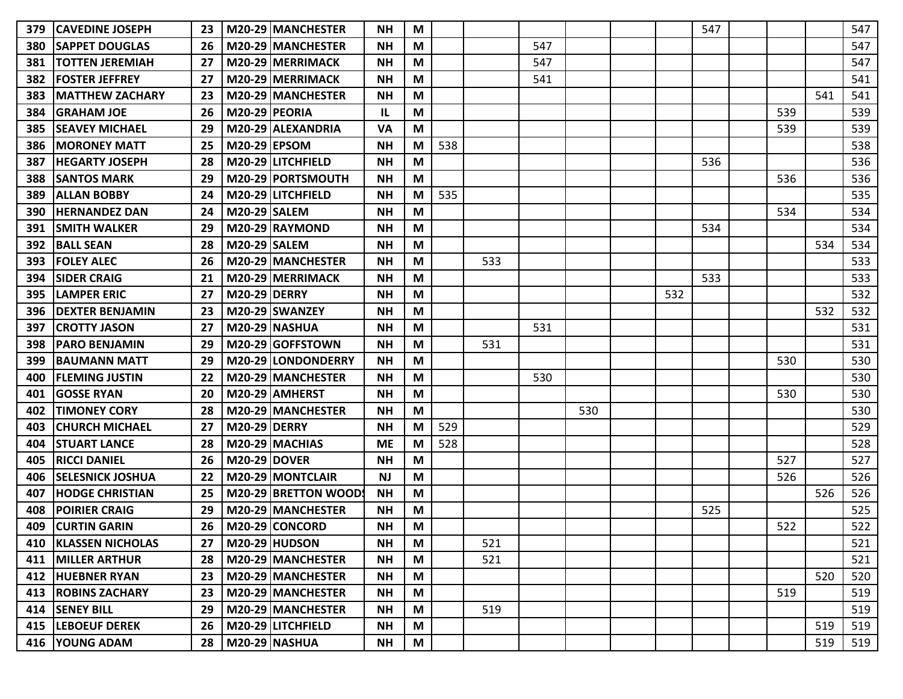| | | | | | | | | | | | | | | | | | |
|---|---|---|---|---|---|---|---|---|---|---|---|---|---|---|---|---|---|
| 379 | CAVEDINE JOSEPH | 23 | M20-29 | MANCHESTER | NH | M | | | | | | | 547 | | | | 547 |
| 380 | SAPPET DOUGLAS | 26 | M20-29 | MANCHESTER | NH | M | | | 547 | | | | | | | | 547 |
| 381 | TOTTEN JEREMIAH | 27 | M20-29 | MERRIMACK | NH | M | | | 547 | | | | | | | | 547 |
| 382 | FOSTER JEFFREY | 27 | M20-29 | MERRIMACK | NH | M | | | 541 | | | | | | | | 541 |
| 383 | MATTHEW ZACHARY | 23 | M20-29 | MANCHESTER | NH | M | | | | | | | | | | 541 | 541 |
| 384 | GRAHAM JOE | 26 | M20-29 | PEORIA | IL | M | | | | | | | | | 539 | | 539 |
| 385 | SEAVEY MICHAEL | 29 | M20-29 | ALEXANDRIA | VA | M | | | | | | | | | 539 | | 539 |
| 386 | MORONEY MATT | 25 | M20-29 | EPSOM | NH | M | 538 | | | | | | | | | | 538 |
| 387 | HEGARTY JOSEPH | 28 | M20-29 | LITCHFIELD | NH | M | | | | | | | 536 | | | | 536 |
| 388 | SANTOS MARK | 29 | M20-29 | PORTSMOUTH | NH | M | | | | | | | | | 536 | | 536 |
| 389 | ALLAN BOBBY | 24 | M20-29 | LITCHFIELD | NH | M | 535 | | | | | | | | | | 535 |
| 390 | HERNANDEZ DAN | 24 | M20-29 | SALEM | NH | M | | | | | | | | | 534 | | 534 |
| 391 | SMITH WALKER | 29 | M20-29 | RAYMOND | NH | M | | | | | | | 534 | | | | 534 |
| 392 | BALL SEAN | 28 | M20-29 | SALEM | NH | M | | | | | | | | | | 534 | 534 |
| 393 | FOLEY ALEC | 26 | M20-29 | MANCHESTER | NH | M | | 533 | | | | | | | | | 533 |
| 394 | SIDER CRAIG | 21 | M20-29 | MERRIMACK | NH | M | | | | | | | 533 | | | | 533 |
| 395 | LAMPER ERIC | 27 | M20-29 | DERRY | NH | M | | | | | | 532 | | | | | 532 |
| 396 | DEXTER BENJAMIN | 23 | M20-29 | SWANZEY | NH | M | | | | | | | | | | 532 | 532 |
| 397 | CROTTY JASON | 27 | M20-29 | NASHUA | NH | M | | | 531 | | | | | | | | 531 |
| 398 | PARO BENJAMIN | 29 | M20-29 | GOFFSTOWN | NH | M | | 531 | | | | | | | | | 531 |
| 399 | BAUMANN MATT | 29 | M20-29 | LONDONDERRY | NH | M | | | | | | | | | 530 | | 530 |
| 400 | FLEMING JUSTIN | 22 | M20-29 | MANCHESTER | NH | M | | | 530 | | | | | | | | 530 |
| 401 | GOSSE RYAN | 20 | M20-29 | AMHERST | NH | M | | | | | | | | | 530 | | 530 |
| 402 | TIMONEY CORY | 28 | M20-29 | MANCHESTER | NH | M | | | | 530 | | | | | | | 530 |
| 403 | CHURCH MICHAEL | 27 | M20-29 | DERRY | NH | M | 529 | | | | | | | | | | 529 |
| 404 | STUART LANCE | 28 | M20-29 | MACHIAS | ME | M | 528 | | | | | | | | | | 528 |
| 405 | RICCI DANIEL | 26 | M20-29 | DOVER | NH | M | | | | | | | | | 527 | | 527 |
| 406 | SELESNICK JOSHUA | 22 | M20-29 | MONTCLAIR | NJ | M | | | | | | | | | 526 | | 526 |
| 407 | HODGE CHRISTIAN | 25 | M20-29 | BRETTON WOODS | NH | M | | | | | | | | | | 526 | 526 |
| 408 | POIRIER CRAIG | 29 | M20-29 | MANCHESTER | NH | M | | | | | | | 525 | | | | 525 |
| 409 | CURTIN GARIN | 26 | M20-29 | CONCORD | NH | M | | | | | | | | | 522 | | 522 |
| 410 | KLASSEN NICHOLAS | 27 | M20-29 | HUDSON | NH | M | | 521 | | | | | | | | | 521 |
| 411 | MILLER ARTHUR | 28 | M20-29 | MANCHESTER | NH | M | | 521 | | | | | | | | | 521 |
| 412 | HUEBNER RYAN | 23 | M20-29 | MANCHESTER | NH | M | | | | | | | | | | 520 | 520 |
| 413 | ROBINS ZACHARY | 23 | M20-29 | MANCHESTER | NH | M | | | | | | | | | 519 | | 519 |
| 414 | SENEY BILL | 29 | M20-29 | MANCHESTER | NH | M | | 519 | | | | | | | | | 519 |
| 415 | LEBOEUF DEREK | 26 | M20-29 | LITCHFIELD | NH | M | | | | | | | | | | 519 | 519 |
| 416 | YOUNG ADAM | 28 | M20-29 | NASHUA | NH | M | | | | | | | | | | 519 | 519 |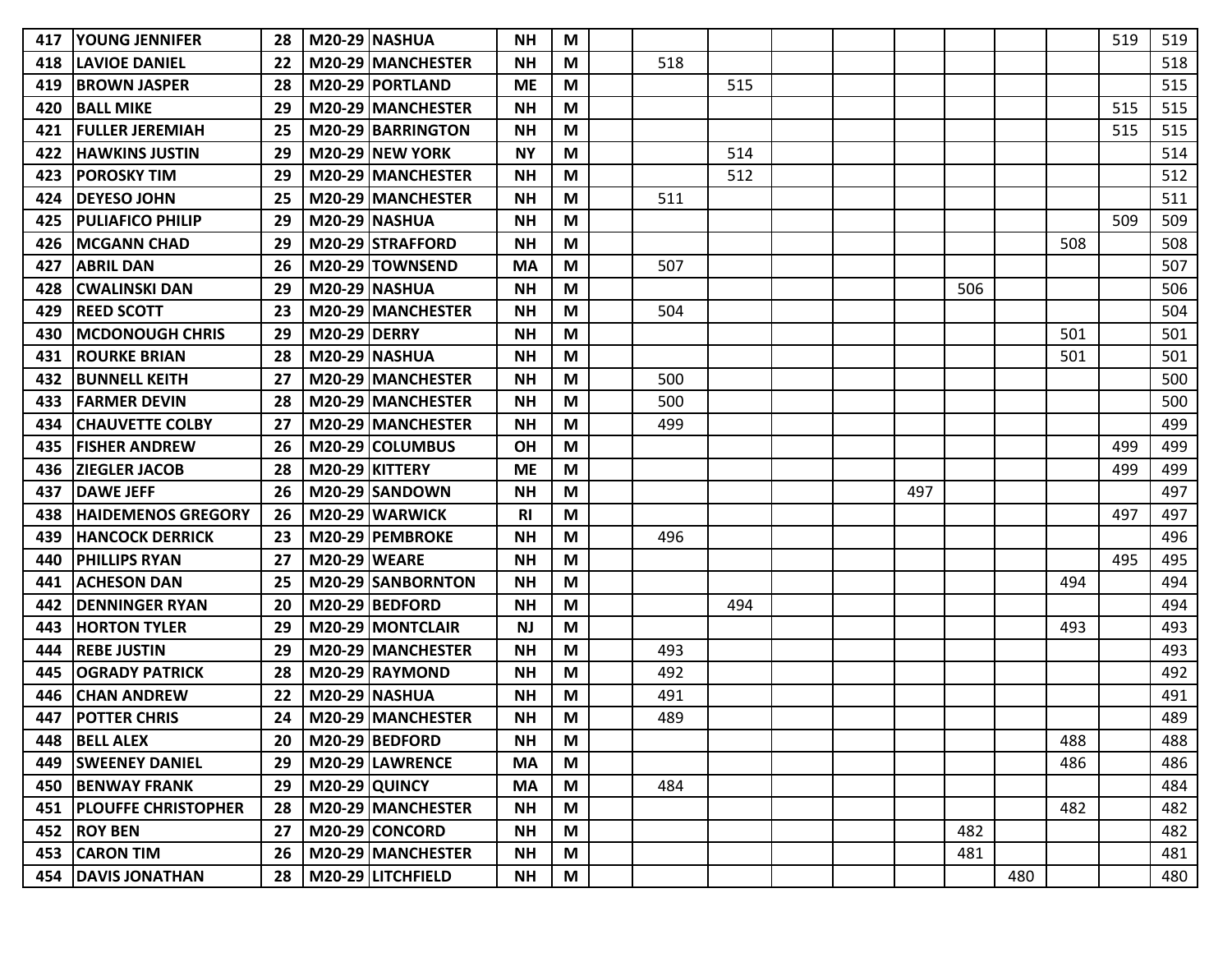| | | | | | | | | | | | | | | | | | |
|---|---|---|---|---|---|---|---|---|---|---|---|---|---|---|---|---|---|
| 417 | YOUNG JENNIFER | 28 | M20-29 | NASHUA | NH | M | | | | | | | | | | 519 | 519 |
| 418 | LAVIOE DANIEL | 22 | M20-29 | MANCHESTER | NH | M | | 518 | | | | | | | | | 518 |
| 419 | BROWN JASPER | 28 | M20-29 | PORTLAND | ME | M | | | 515 | | | | | | | | 515 |
| 420 | BALL MIKE | 29 | M20-29 | MANCHESTER | NH | M | | | | | | | | | | 515 | 515 |
| 421 | FULLER JEREMIAH | 25 | M20-29 | BARRINGTON | NH | M | | | | | | | | | | 515 | 515 |
| 422 | HAWKINS JUSTIN | 29 | M20-29 | NEW YORK | NY | M | | | 514 | | | | | | | | 514 |
| 423 | POROSKY TIM | 29 | M20-29 | MANCHESTER | NH | M | | | 512 | | | | | | | | 512 |
| 424 | DEYESO JOHN | 25 | M20-29 | MANCHESTER | NH | M | | 511 | | | | | | | | | 511 |
| 425 | PULIAFICO PHILIP | 29 | M20-29 | NASHUA | NH | M | | | | | | | | | | 509 | 509 |
| 426 | MCGANN CHAD | 29 | M20-29 | STRAFFORD | NH | M | | | | | | | | | 508 | | 508 |
| 427 | ABRIL DAN | 26 | M20-29 | TOWNSEND | MA | M | | 507 | | | | | | | | | 507 |
| 428 | CWALINSKI DAN | 29 | M20-29 | NASHUA | NH | M | | | | | | | 506 | | | | 506 |
| 429 | REED SCOTT | 23 | M20-29 | MANCHESTER | NH | M | | 504 | | | | | | | | | 504 |
| 430 | MCDONOUGH CHRIS | 29 | M20-29 | DERRY | NH | M | | | | | | | | | 501 | | 501 |
| 431 | ROURKE BRIAN | 28 | M20-29 | NASHUA | NH | M | | | | | | | | | 501 | | 501 |
| 432 | BUNNELL KEITH | 27 | M20-29 | MANCHESTER | NH | M | | 500 | | | | | | | | | 500 |
| 433 | FARMER DEVIN | 28 | M20-29 | MANCHESTER | NH | M | | 500 | | | | | | | | | 500 |
| 434 | CHAUVETTE COLBY | 27 | M20-29 | MANCHESTER | NH | M | | 499 | | | | | | | | | 499 |
| 435 | FISHER ANDREW | 26 | M20-29 | COLUMBUS | OH | M | | | | | | | | | | 499 | 499 |
| 436 | ZIEGLER JACOB | 28 | M20-29 | KITTERY | ME | M | | | | | | | | | | 499 | 499 |
| 437 | DAWE JEFF | 26 | M20-29 | SANDOWN | NH | M | | | | | | 497 | | | | | 497 |
| 438 | HAIDEMENOS GREGORY | 26 | M20-29 | WARWICK | RI | M | | | | | | | | | | 497 | 497 |
| 439 | HANCOCK DERRICK | 23 | M20-29 | PEMBROKE | NH | M | | 496 | | | | | | | | | 496 |
| 440 | PHILLIPS RYAN | 27 | M20-29 | WEARE | NH | M | | | | | | | | | | 495 | 495 |
| 441 | ACHESON DAN | 25 | M20-29 | SANBORNTON | NH | M | | | | | | | | | 494 | | 494 |
| 442 | DENNINGER RYAN | 20 | M20-29 | BEDFORD | NH | M | | | 494 | | | | | | | | 494 |
| 443 | HORTON TYLER | 29 | M20-29 | MONTCLAIR | NJ | M | | | | | | | | | 493 | | 493 |
| 444 | REBE JUSTIN | 29 | M20-29 | MANCHESTER | NH | M | | 493 | | | | | | | | | 493 |
| 445 | OGRADY PATRICK | 28 | M20-29 | RAYMOND | NH | M | | 492 | | | | | | | | | 492 |
| 446 | CHAN ANDREW | 22 | M20-29 | NASHUA | NH | M | | 491 | | | | | | | | | 491 |
| 447 | POTTER CHRIS | 24 | M20-29 | MANCHESTER | NH | M | | 489 | | | | | | | | | 489 |
| 448 | BELL ALEX | 20 | M20-29 | BEDFORD | NH | M | | | | | | | | | 488 | | 488 |
| 449 | SWEENEY DANIEL | 29 | M20-29 | LAWRENCE | MA | M | | | | | | | | | 486 | | 486 |
| 450 | BENWAY FRANK | 29 | M20-29 | QUINCY | MA | M | | 484 | | | | | | | | | 484 |
| 451 | PLOUFFE CHRISTOPHER | 28 | M20-29 | MANCHESTER | NH | M | | | | | | | | | 482 | | 482 |
| 452 | ROY BEN | 27 | M20-29 | CONCORD | NH | M | | | | | | | 482 | | | | 482 |
| 453 | CARON TIM | 26 | M20-29 | MANCHESTER | NH | M | | | | | | | 481 | | | | 481 |
| 454 | DAVIS JONATHAN | 28 | M20-29 | LITCHFIELD | NH | M | | | | | | | | 480 | | | 480 |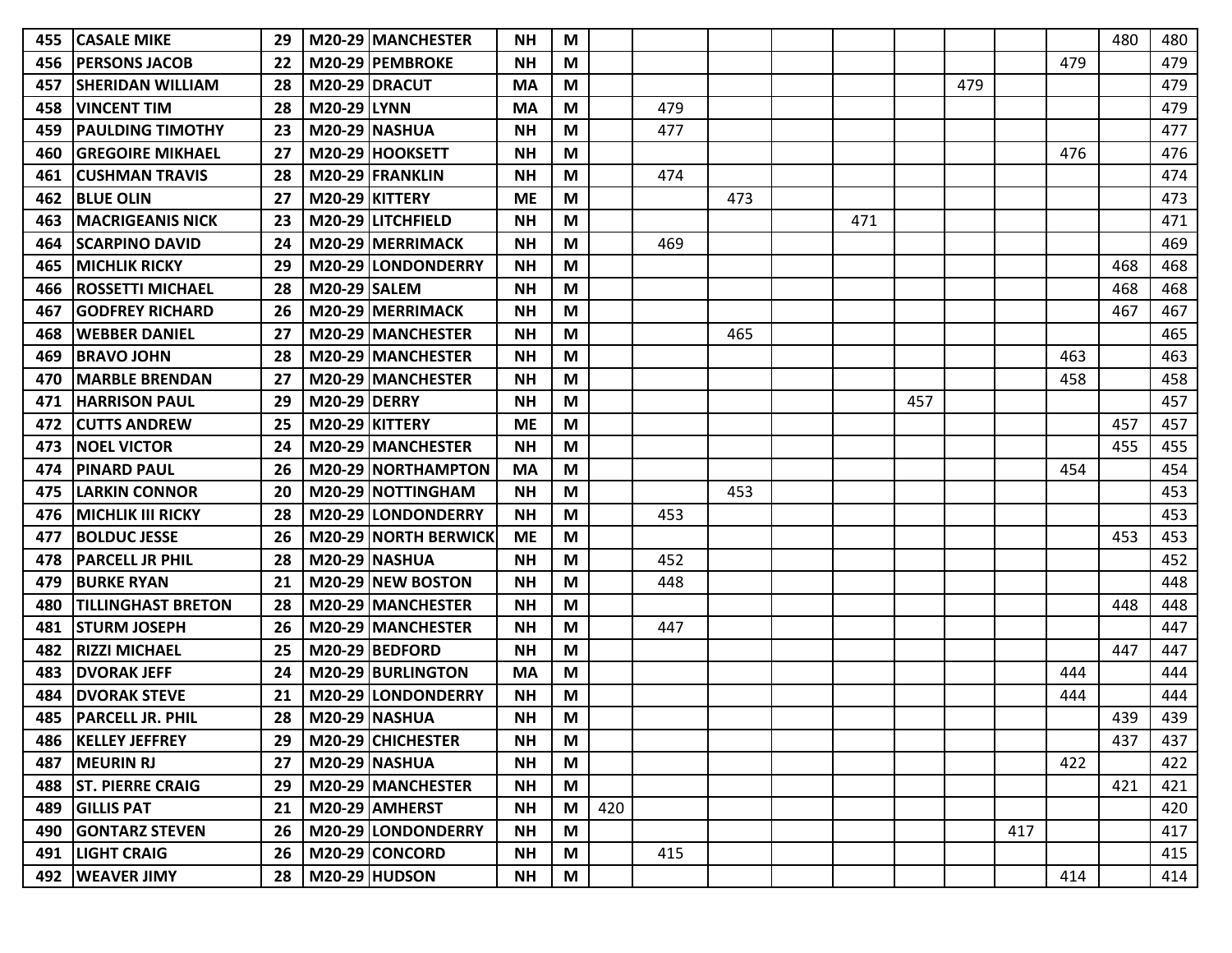| | | | | | | | | | | | | | | | | | |
|---|---|---|---|---|---|---|---|---|---|---|---|---|---|---|---|---|---|
| 455 | CASALE MIKE | 29 | M20-29 | MANCHESTER | NH | M | | | | | | | | | | 480 | 480 |
| 456 | PERSONS JACOB | 22 | M20-29 | PEMBROKE | NH | M | | | | | | | | | 479 | | 479 |
| 457 | SHERIDAN WILLIAM | 28 | M20-29 | DRACUT | MA | M | | | | | | | 479 | | | | 479 |
| 458 | VINCENT TIM | 28 | M20-29 | LYNN | MA | M | | 479 | | | | | | | | | 479 |
| 459 | PAULDING TIMOTHY | 23 | M20-29 | NASHUA | NH | M | | 477 | | | | | | | | | 477 |
| 460 | GREGOIRE MIKHAEL | 27 | M20-29 | HOOKSETT | NH | M | | | | | | | | | 476 | | 476 |
| 461 | CUSHMAN TRAVIS | 28 | M20-29 | FRANKLIN | NH | M | | 474 | | | | | | | | | 474 |
| 462 | BLUE OLIN | 27 | M20-29 | KITTERY | ME | M | | | 473 | | | | | | | | 473 |
| 463 | MACRIGEANIS NICK | 23 | M20-29 | LITCHFIELD | NH | M | | | | | 471 | | | | | | 471 |
| 464 | SCARPINO DAVID | 24 | M20-29 | MERRIMACK | NH | M | | 469 | | | | | | | | | 469 |
| 465 | MICHLIK RICKY | 29 | M20-29 | LONDONDERRY | NH | M | | | | | | | | | | 468 | 468 |
| 466 | ROSSETTI MICHAEL | 28 | M20-29 | SALEM | NH | M | | | | | | | | | | 468 | 468 |
| 467 | GODFREY RICHARD | 26 | M20-29 | MERRIMACK | NH | M | | | | | | | | | | 467 | 467 |
| 468 | WEBBER DANIEL | 27 | M20-29 | MANCHESTER | NH | M | | | 465 | | | | | | | | 465 |
| 469 | BRAVO JOHN | 28 | M20-29 | MANCHESTER | NH | M | | | | | | | | | 463 | | 463 |
| 470 | MARBLE BRENDAN | 27 | M20-29 | MANCHESTER | NH | M | | | | | | | | | 458 | | 458 |
| 471 | HARRISON PAUL | 29 | M20-29 | DERRY | NH | M | | | | | | 457 | | | | | 457 |
| 472 | CUTTS ANDREW | 25 | M20-29 | KITTERY | ME | M | | | | | | | | | | 457 | 457 |
| 473 | NOEL VICTOR | 24 | M20-29 | MANCHESTER | NH | M | | | | | | | | | | 455 | 455 |
| 474 | PINARD PAUL | 26 | M20-29 | NORTHAMPTON | MA | M | | | | | | | | | 454 | | 454 |
| 475 | LARKIN CONNOR | 20 | M20-29 | NOTTINGHAM | NH | M | | | 453 | | | | | | | | 453 |
| 476 | MICHLIK III RICKY | 28 | M20-29 | LONDONDERRY | NH | M | | 453 | | | | | | | | | 453 |
| 477 | BOLDUC JESSE | 26 | M20-29 | NORTH BERWICK | ME | M | | | | | | | | | | 453 | 453 |
| 478 | PARCELL JR PHIL | 28 | M20-29 | NASHUA | NH | M | | 452 | | | | | | | | | 452 |
| 479 | BURKE RYAN | 21 | M20-29 | NEW BOSTON | NH | M | | 448 | | | | | | | | | 448 |
| 480 | TILLINGHAST BRETON | 28 | M20-29 | MANCHESTER | NH | M | | | | | | | | | | 448 | 448 |
| 481 | STURM JOSEPH | 26 | M20-29 | MANCHESTER | NH | M | | 447 | | | | | | | | | 447 |
| 482 | RIZZI MICHAEL | 25 | M20-29 | BEDFORD | NH | M | | | | | | | | | | 447 | 447 |
| 483 | DVORAK JEFF | 24 | M20-29 | BURLINGTON | MA | M | | | | | | | | | 444 | | 444 |
| 484 | DVORAK STEVE | 21 | M20-29 | LONDONDERRY | NH | M | | | | | | | | | 444 | | 444 |
| 485 | PARCELL JR. PHIL | 28 | M20-29 | NASHUA | NH | M | | | | | | | | | | 439 | 439 |
| 486 | KELLEY JEFFREY | 29 | M20-29 | CHICHESTER | NH | M | | | | | | | | | | 437 | 437 |
| 487 | MEURIN RJ | 27 | M20-29 | NASHUA | NH | M | | | | | | | | | 422 | | 422 |
| 488 | ST. PIERRE CRAIG | 29 | M20-29 | MANCHESTER | NH | M | | | | | | | | | | 421 | 421 |
| 489 | GILLIS PAT | 21 | M20-29 | AMHERST | NH | M | 420 | | | | | | | | | | 420 |
| 490 | GONTARZ STEVEN | 26 | M20-29 | LONDONDERRY | NH | M | | | | | | | | 417 | | | 417 |
| 491 | LIGHT CRAIG | 26 | M20-29 | CONCORD | NH | M | | 415 | | | | | | | | | 415 |
| 492 | WEAVER JIMY | 28 | M20-29 | HUDSON | NH | M | | | | | | | | | 414 | | 414 |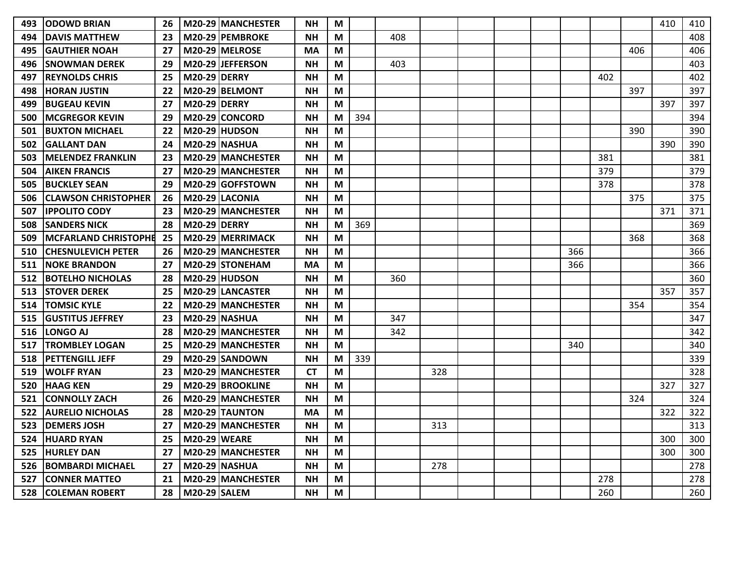| | | | | | | | | | | | | | | | | | |
|---|---|---|---|---|---|---|---|---|---|---|---|---|---|---|---|---|---|
| 493 | ODOWD BRIAN | 26 | M20-29 | MANCHESTER | NH | M | | | | | | | | | | 410 | 410 |
| 494 | DAVIS MATTHEW | 23 | M20-29 | PEMBROKE | NH | M | | 408 | | | | | | | | | 408 |
| 495 | GAUTHIER NOAH | 27 | M20-29 | MELROSE | MA | M | | | | | | | | | 406 | | 406 |
| 496 | SNOWMAN DEREK | 29 | M20-29 | JEFFERSON | NH | M | | 403 | | | | | | | | | 403 |
| 497 | REYNOLDS CHRIS | 25 | M20-29 | DERRY | NH | M | | | | | | | | 402 | | | 402 |
| 498 | HORAN JUSTIN | 22 | M20-29 | BELMONT | NH | M | | | | | | | | | 397 | | 397 |
| 499 | BUGEAU KEVIN | 27 | M20-29 | DERRY | NH | M | | | | | | | | | | 397 | 397 |
| 500 | MCGREGOR KEVIN | 29 | M20-29 | CONCORD | NH | M | 394 | | | | | | | | | | 394 |
| 501 | BUXTON MICHAEL | 22 | M20-29 | HUDSON | NH | M | | | | | | | | | 390 | | 390 |
| 502 | GALLANT DAN | 24 | M20-29 | NASHUA | NH | M | | | | | | | | | | 390 | 390 |
| 503 | MELENDEZ FRANKLIN | 23 | M20-29 | MANCHESTER | NH | M | | | | | | | | 381 | | | 381 |
| 504 | AIKEN FRANCIS | 27 | M20-29 | MANCHESTER | NH | M | | | | | | | | 379 | | | 379 |
| 505 | BUCKLEY SEAN | 29 | M20-29 | GOFFSTOWN | NH | M | | | | | | | | 378 | | | 378 |
| 506 | CLAWSON CHRISTOPHER | 26 | M20-29 | LACONIA | NH | M | | | | | | | | | 375 | | 375 |
| 507 | IPPOLITO CODY | 23 | M20-29 | MANCHESTER | NH | M | | | | | | | | | | 371 | 371 |
| 508 | SANDERS NICK | 28 | M20-29 | DERRY | NH | M | 369 | | | | | | | | | | 369 |
| 509 | MCFARLAND CHRISTOPHE | 25 | M20-29 | MERRIMACK | NH | M | | | | | | | | | 368 | | 368 |
| 510 | CHESNULEVICH PETER | 26 | M20-29 | MANCHESTER | NH | M | | | | | | | 366 | | | | 366 |
| 511 | NOKE BRANDON | 27 | M20-29 | STONEHAM | MA | M | | | | | | | 366 | | | | 366 |
| 512 | BOTELHO NICHOLAS | 28 | M20-29 | HUDSON | NH | M | | 360 | | | | | | | | | 360 |
| 513 | STOVER DEREK | 25 | M20-29 | LANCASTER | NH | M | | | | | | | | | | 357 | 357 |
| 514 | TOMSIC KYLE | 22 | M20-29 | MANCHESTER | NH | M | | | | | | | | | 354 | | 354 |
| 515 | GUSTITUS JEFFREY | 23 | M20-29 | NASHUA | NH | M | | 347 | | | | | | | | | 347 |
| 516 | LONGO AJ | 28 | M20-29 | MANCHESTER | NH | M | | 342 | | | | | | | | | 342 |
| 517 | TROMBLEY LOGAN | 25 | M20-29 | MANCHESTER | NH | M | | | | | | | 340 | | | | 340 |
| 518 | PETTENGILL JEFF | 29 | M20-29 | SANDOWN | NH | M | 339 | | | | | | | | | | 339 |
| 519 | WOLFF RYAN | 23 | M20-29 | MANCHESTER | CT | M | | | 328 | | | | | | | | 328 |
| 520 | HAAG KEN | 29 | M20-29 | BROOKLINE | NH | M | | | | | | | | | | 327 | 327 |
| 521 | CONNOLLY ZACH | 26 | M20-29 | MANCHESTER | NH | M | | | | | | | | | 324 | | 324 |
| 522 | AURELIO NICHOLAS | 28 | M20-29 | TAUNTON | MA | M | | | | | | | | | | 322 | 322 |
| 523 | DEMERS JOSH | 27 | M20-29 | MANCHESTER | NH | M | | | 313 | | | | | | | | 313 |
| 524 | HUARD RYAN | 25 | M20-29 | WEARE | NH | M | | | | | | | | | | 300 | 300 |
| 525 | HURLEY DAN | 27 | M20-29 | MANCHESTER | NH | M | | | | | | | | | | 300 | 300 |
| 526 | BOMBARDI MICHAEL | 27 | M20-29 | NASHUA | NH | M | | | 278 | | | | | | | | 278 |
| 527 | CONNER MATTEO | 21 | M20-29 | MANCHESTER | NH | M | | | | | | | | 278 | | | 278 |
| 528 | COLEMAN ROBERT | 28 | M20-29 | SALEM | NH | M | | | | | | | | 260 | | | 260 |